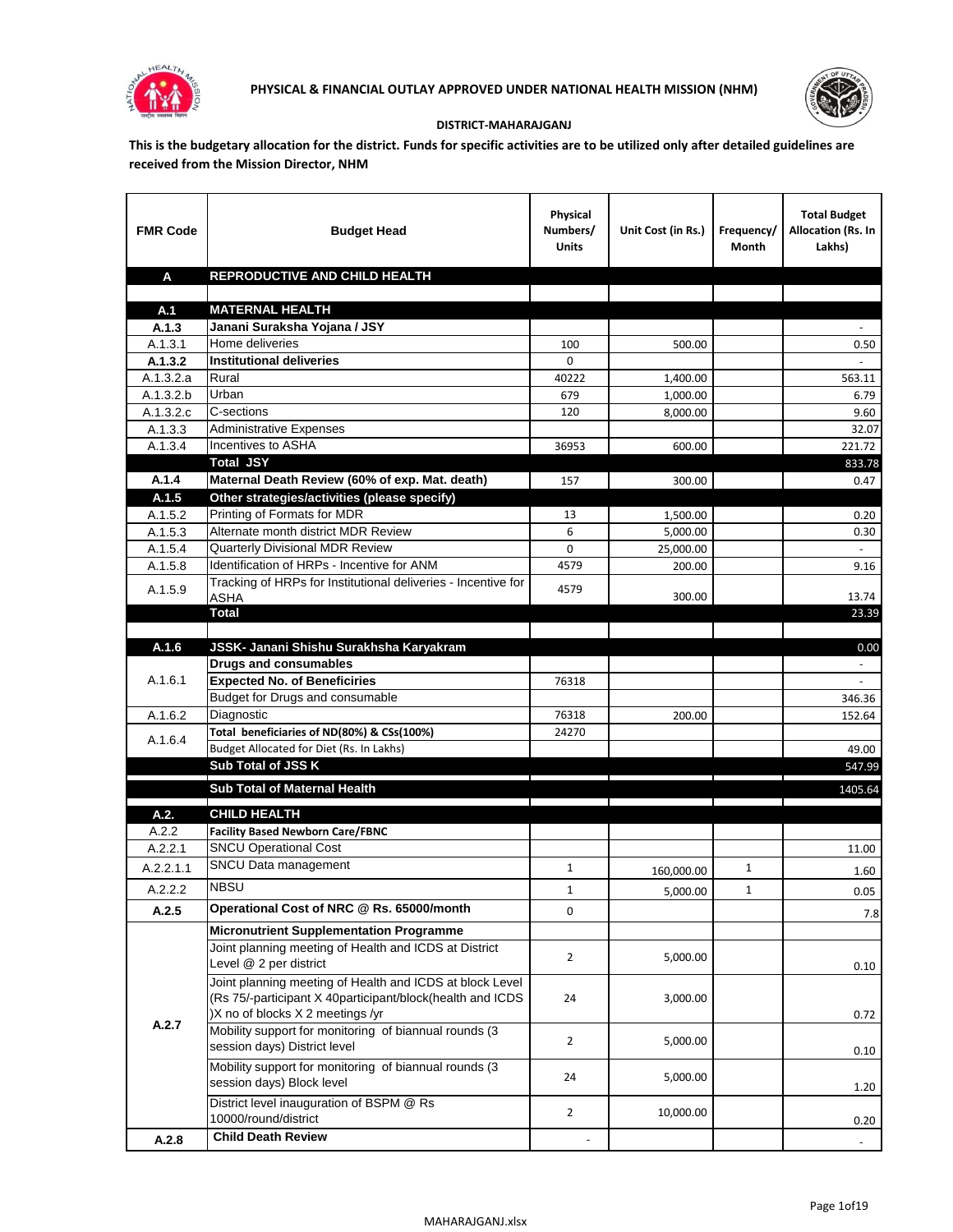# PHYSICAL & FINANCIAL OUTLAY APPROVED UNDER NATIONAL HEALTH MISSION (NHM)

**DISTRICT-MAHARAJGANJ**

**This is the budgetary allocation for the district. Funds for specific activities are to be utilized only after detailed guidelines are received from the Mission Director, NHM**

| FMR Code | Budget Head | Physical Numbers/ Units | Unit Cost (in Rs.) | Frequency/ Month | Total Budget Allocation (Rs. In Lakhs) |
|---|---|---|---|---|---|
| **A** | **REPRODUCTIVE AND CHILD HEALTH** | | | | |
| | | | | | |
| **A.1** | **MATERNAL HEALTH** | | | | |
| **A.1.3** | **Janani Suraksha Yojana / JSY** | | | | - |
| A.1.3.1 | Home deliveries | 100 | 500.00 | | 0.50 |
| **A.1.3.2** | **Institutional deliveries** | 0 | | | - |
| A.1.3.2.a | Rural | 40222 | 1,400.00 | | 563.11 |
| A.1.3.2.b | Urban | 679 | 1,000.00 | | 6.79 |
| A.1.3.2.c | C-sections | 120 | 8,000.00 | | 9.60 |
| A.1.3.3 | Administrative Expenses | | | | 32.07 |
| A.1.3.4 | Incentives to ASHA | 36953 | 600.00 | | 221.72 |
| | **Total JSY** | | | | 833.78 |
| **A.1.4** | **Maternal Death Review (60% of exp. Mat. death)** | 157 | 300.00 | | 0.47 |
| **A.1.5** | **Other strategies/activities (please specify)** | | | | |
| A.1.5.2 | Printing of Formats for MDR | 13 | 1,500.00 | | 0.20 |
| A.1.5.3 | Alternate month district MDR Review | 6 | 5,000.00 | | 0.30 |
| A.1.5.4 | Quarterly Divisional MDR Review | 0 | 25,000.00 | | - |
| A.1.5.8 | Identification of HRPs - Incentive for ANM | 4579 | 200.00 | | 9.16 |
| A.1.5.9 | Tracking of HRPs for Institutional deliveries - Incentive for ASHA | 4579 | 300.00 | | 13.74 |
| | **Total** | | | | 23.39 |
| | | | | | |
| **A.1.6** | **JSSK- Janani Shishu Surakhsha Karyakram** | | | | 0.00 |
| A.1.6.1 | **Drugs and consumables** | | | | - |
| | **Expected No. of Beneficiries** | 76318 | | | - |
| | Budget for Drugs and consumable | | | | 346.36 |
| A.1.6.2 | Diagnostic | 76318 | 200.00 | | 152.64 |
| A.1.6.4 | **Total beneficiaries of ND(80%) & CSs(100%)** | 24270 | | | |
| | Budget Allocated for Diet (Rs. In Lakhs) | | | | 49.00 |
| | **Sub Total of JSS K** | | | | 547.99 |
| | **Sub Total of Maternal Health** | | | | 1405.64 |
| **A.2.** | **CHILD HEALTH** | | | | |
| A.2.2 | **Facility Based Newborn Care/FBNC** | | | | |
| A.2.2.1 | SNCU Operational Cost | | | | 11.00 |
| A.2.2.1.1 | SNCU Data management | 1 | 160,000.00 | 1 | 1.60 |
| A.2.2.2 | NBSU | 1 | 5,000.00 | 1 | 0.05 |
| **A.2.5** | **Operational Cost of NRC @ Rs. 65000/month** | 0 | | | 7.8 |
| A.2.7 | **Micronutrient Supplementation Programme** | | | | |
| | Joint planning meeting of Health and ICDS at District Level @ 2 per district | 2 | 5,000.00 | | 0.10 |
| | Joint planning meeting of Health and ICDS at block Level (Rs 75/-participant X 40participant/block(health and ICDS )X no of blocks X 2 meetings /yr | 24 | 3,000.00 | | 0.72 |
| | Mobility support for monitoring of biannual rounds (3 session days) District level | 2 | 5,000.00 | | 0.10 |
| | Mobility support for monitoring of biannual rounds (3 session days) Block level | 24 | 5,000.00 | | 1.20 |
| | District level inauguration of BSPM @ Rs 10000/round/district | 2 | 10,000.00 | | 0.20 |
| **A.2.8** | **Child Death Review** | - | | | - |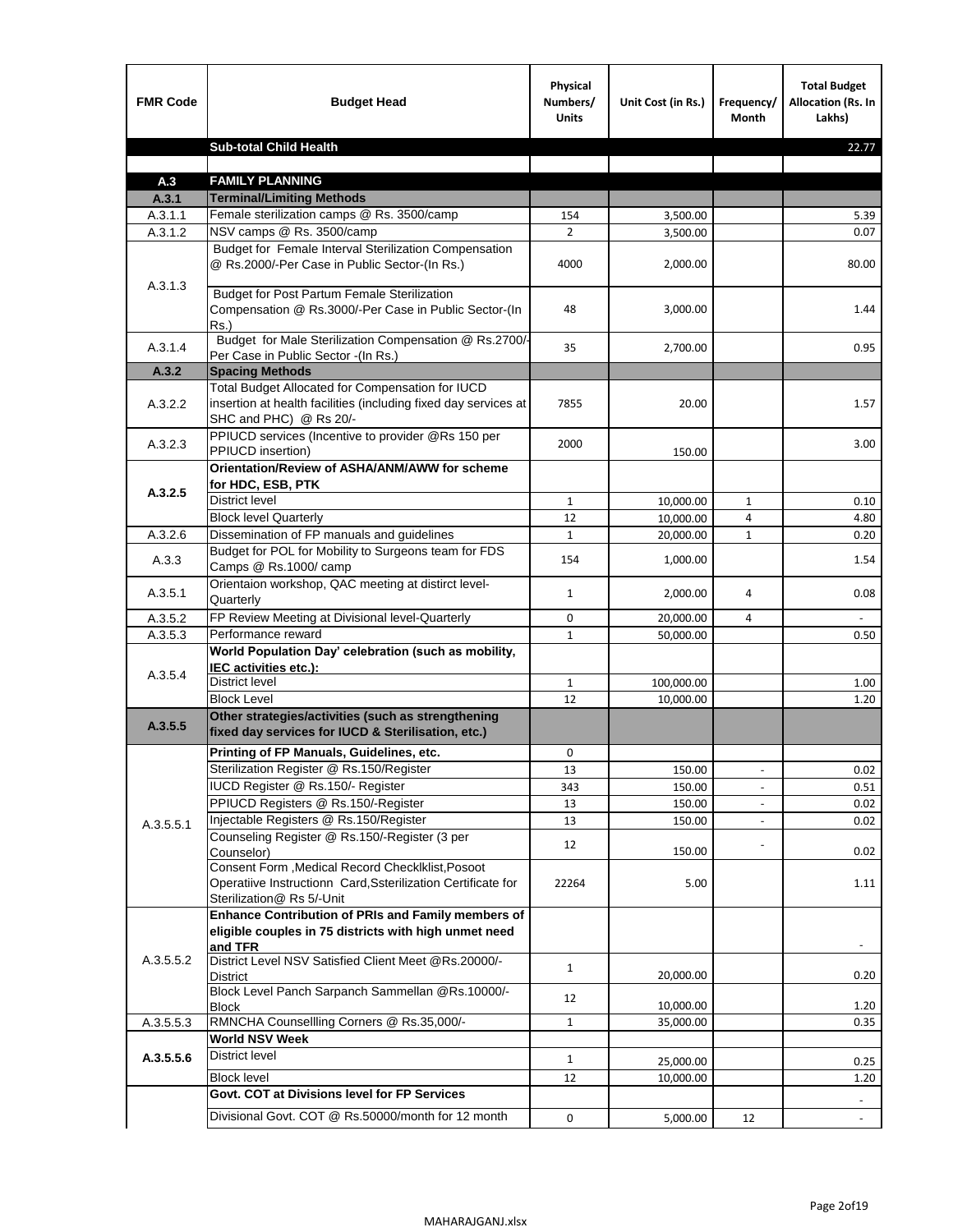| FMR Code | Budget Head | Physical Numbers/ Units | Unit Cost (in Rs.) | Frequency/ Month | Total Budget Allocation (Rs. In Lakhs) |
|---|---|---|---|---|---|
| | **Sub-total Child Health** | | | | 22.77 |
| | | | | | |
| **A.3** | **FAMILY PLANNING** | | | | |
| **A.3.1** | **Terminal/Limiting Methods** | | | | |
| A.3.1.1 | Female sterilization camps @ Rs. 3500/camp | 154 | 3,500.00 | | 5.39 |
| A.3.1.2 | NSV camps @ Rs. 3500/camp | 2 | 3,500.00 | | 0.07 |
| A.3.1.3 | Budget for Female Interval Sterilization Compensation @ Rs.2000/-Per Case in Public Sector-(In Rs.) | 4000 | 2,000.00 | | 80.00 |
| | Budget for Post Partum Female Sterilization Compensation @ Rs.3000/-Per Case in Public Sector-(In Rs.) | 48 | 3,000.00 | | 1.44 |
| A.3.1.4 | Budget for Male Sterilization Compensation @ Rs.2700/-Per Case in Public Sector -(In Rs.) | 35 | 2,700.00 | | 0.95 |
| **A.3.2** | **Spacing Methods** | | | | |
| A.3.2.2 | Total Budget Allocated for Compensation for IUCD insertion at health facilities (including fixed day services at SHC and PHC) @ Rs 20/- | 7855 | 20.00 | | 1.57 |
| A.3.2.3 | PPIUCD services (Incentive to provider @Rs 150 per PPIUCD insertion) | 2000 | 150.00 | | 3.00 |
| **A.3.2.5** | **Orientation/Review of ASHA/ANM/AWW for scheme for HDC, ESB, PTK** | | | | |
| | District level | 1 | 10,000.00 | 1 | 0.10 |
| | Block level Quarterly | 12 | 10,000.00 | 4 | 4.80 |
| A.3.2.6 | Dissemination of FP manuals and guidelines | 1 | 20,000.00 | 1 | 0.20 |
| A.3.3 | Budget for POL for Mobility to Surgeons team for FDS Camps @ Rs.1000/ camp | 154 | 1,000.00 | | 1.54 |
| A.3.5.1 | Orientaion workshop, QAC meeting at distirct level-Quarterly | 1 | 2,000.00 | 4 | 0.08 |
| A.3.5.2 | FP Review Meeting at Divisional level-Quarterly | 0 | 20,000.00 | 4 | - |
| A.3.5.3 | Performance reward | 1 | 50,000.00 | | 0.50 |
| A.3.5.4 | **World Population Day' celebration (such as mobility, IEC activities etc.):** | | | | |
| | District level | 1 | 100,000.00 | | 1.00 |
| | Block Level | 12 | 10,000.00 | | 1.20 |
| **A.3.5.5** | **Other strategies/activities (such as strengthening fixed day services for IUCD & Sterilisation, etc.)** | | | | |
| A.3.5.5.1 | **Printing of FP Manuals, Guidelines, etc.** | 0 | | | |
| | Sterilization Register @ Rs.150/Register | 13 | 150.00 | - | 0.02 |
| | IUCD Register @ Rs.150/- Register | 343 | 150.00 | - | 0.51 |
| | PPIUCD Registers @ Rs.150/-Register | 13 | 150.00 | - | 0.02 |
| | Injectable Registers @ Rs.150/Register | 13 | 150.00 | - | 0.02 |
| | Counseling Register @ Rs.150/-Register (3 per Counselor) | 12 | 150.00 | - | 0.02 |
| | Consent Form ,Medical Record Checklklist,Posoot Operatiive Instructionn Card,Ssterilization Certificate for Sterilization@ Rs 5/-Unit | 22264 | 5.00 | | 1.11 |
| A.3.5.5.2 | **Enhance Contribution of PRIs and Family members of eligible couples in 75 districts with high unmet need and TFR** | | | | - |
| | District Level NSV Satisfied Client Meet @Rs.20000/-District | 1 | 20,000.00 | | 0.20 |
| | Block Level Panch Sarpanch Sammellan @Rs.10000/-Block | 12 | 10,000.00 | | 1.20 |
| A.3.5.5.3 | RMNCHA Counsellling Corners @ Rs.35,000/- | 1 | 35,000.00 | | 0.35 |
| **A.3.5.5.6** | **World NSV Week** | | | | |
| | District level | 1 | 25,000.00 | | 0.25 |
| | Block level | 12 | 10,000.00 | | 1.20 |
| | **Govt. COT at Divisions level for FP Services** | | | | - |
| | Divisional Govt. COT @ Rs.50000/month for 12 month | 0 | 5,000.00 | 12 | - |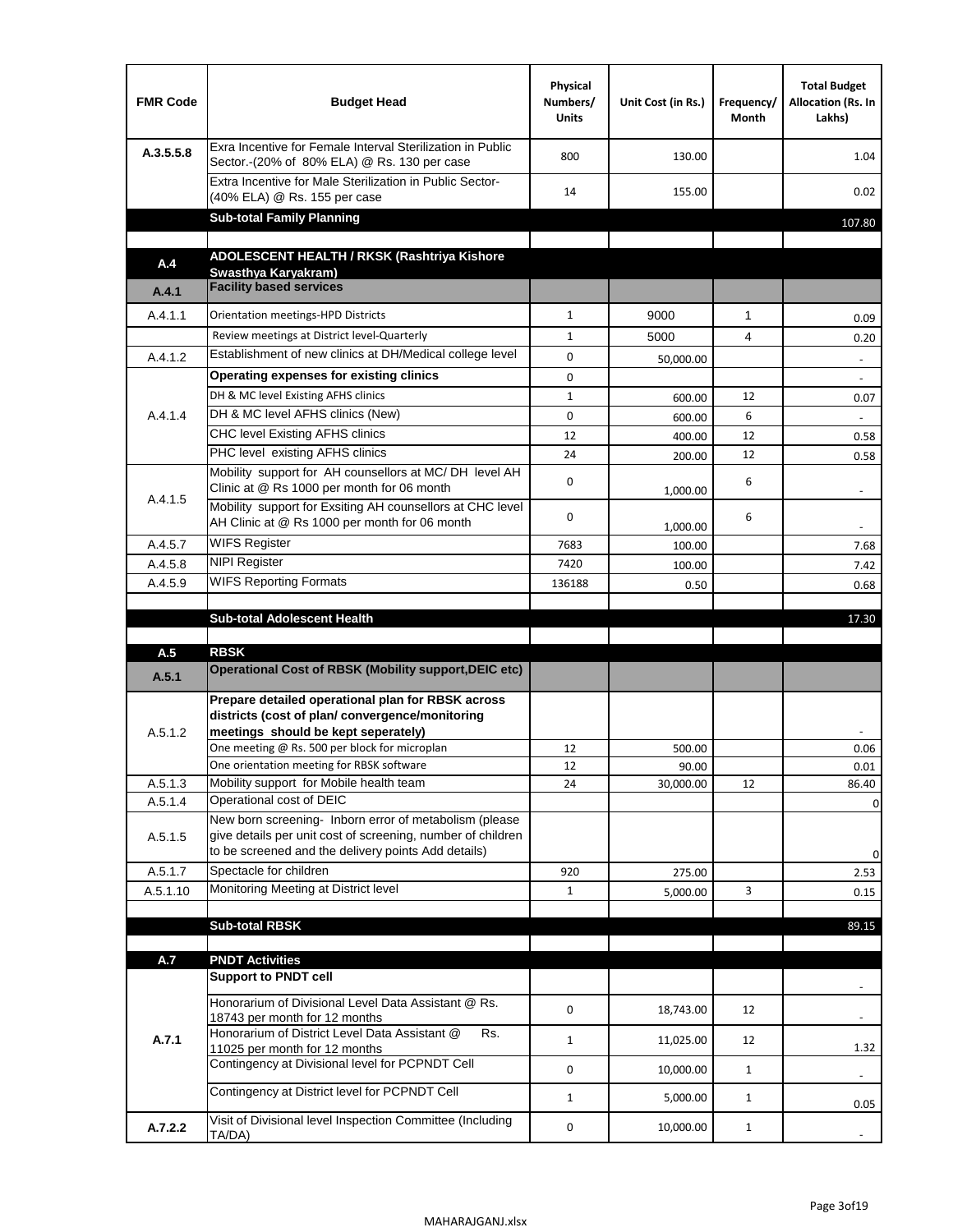| FMR Code | Budget Head | Physical Numbers/ Units | Unit Cost (in Rs.) | Frequency/ Month | Total Budget Allocation (Rs. In Lakhs) |
|---|---|---|---|---|---|
| A.3.5.5.8 | Exra Incentive for Female Interval Sterilization in Public Sector.-(20% of 80% ELA) @ Rs. 130 per case | 800 | 130.00 | | 1.04 |
| | Extra Incentive for Male Sterilization in Public Sector-(40% ELA) @ Rs. 155 per case | 14 | 155.00 | | 0.02 |
| | **Sub-total Family Planning** | | | | 107.80 |
| | | | | | |
| **A.4** | **ADOLESCENT HEALTH / RKSK (Rashtriya Kishore Swasthya Karyakram)** | | | | |
| **A.4.1** | **Facility based services** | | | | |
| A.4.1.1 | Orientation meetings-HPD Districts | 1 | 9000 | 1 | 0.09 |
| | Review meetings at District level-Quarterly | 1 | 5000 | 4 | 0.20 |
| A.4.1.2 | Establishment of new clinics at DH/Medical college level | 0 | 50,000.00 | | - |
| A.4.1.4 | **Operating expenses for existing clinics** | 0 | | | - |
| | DH & MC level Existing AFHS clinics | 1 | 600.00 | 12 | 0.07 |
| | DH & MC level AFHS clinics (New) | 0 | 600.00 | 6 | - |
| | CHC level Existing AFHS clinics | 12 | 400.00 | 12 | 0.58 |
| | PHC level existing AFHS clinics | 24 | 200.00 | 12 | 0.58 |
| A.4.1.5 | Mobility support for AH counsellors at MC/ DH level AH Clinic at @ Rs 1000 per month for 06 month | 0 | 1,000.00 | 6 | - |
| | Mobility support for Exsiting AH counsellors at CHC level AH Clinic at @ Rs 1000 per month for 06 month | 0 | 1,000.00 | 6 | - |
| A.4.5.7 | WIFS Register | 7683 | 100.00 | | 7.68 |
| A.4.5.8 | NIPI Register | 7420 | 100.00 | | 7.42 |
| A.4.5.9 | WIFS Reporting Formats | 136188 | 0.50 | | 0.68 |
| | | | | | |
| | **Sub-total Adolescent Health** | | | | 17.30 |
| | | | | | |
| **A.5** | **RBSK** | | | | |
| **A.5.1** | **Operational Cost of RBSK (Mobility support,DEIC etc)** | | | | |
| A.5.1.2 | **Prepare detailed operational plan for RBSK across districts (cost of plan/ convergence/monitoring meetings should be kept seperately)** | | | | - |
| | One meeting @ Rs. 500 per block for microplan | 12 | 500.00 | | 0.06 |
| | One orientation meeting for RBSK software | 12 | 90.00 | | 0.01 |
| A.5.1.3 | Mobility support for Mobile health team | 24 | 30,000.00 | 12 | 86.40 |
| A.5.1.4 | Operational cost of DEIC | | | | 0 |
| A.5.1.5 | New born screening- Inborn error of metabolism (please give details per unit cost of screening, number of children to be screened and the delivery points Add details) | | | | 0 |
| A.5.1.7 | Spectacle for children | 920 | 275.00 | | 2.53 |
| A.5.1.10 | Monitoring Meeting at District level | 1 | 5,000.00 | 3 | 0.15 |
| | | | | | |
| | **Sub-total RBSK** | | | | 89.15 |
| | | | | | |
| **A.7** | **PNDT Activities** | | | | |
| **A.7.1** | **Support to PNDT cell** | | | | - |
| | Honorarium of Divisional Level Data Assistant @ Rs. 18743 per month for 12 months | 0 | 18,743.00 | 12 | - |
| | Honorarium of District Level Data Assistant @ Rs. 11025 per month for 12 months | 1 | 11,025.00 | 12 | 1.32 |
| | Contingency at Divisional level for PCPNDT Cell | 0 | 10,000.00 | 1 | - |
| | Contingency at District level for PCPNDT Cell | 1 | 5,000.00 | 1 | 0.05 |
| **A.7.2.2** | Visit of Divisional level Inspection Committee (Including TA/DA) | 0 | 10,000.00 | 1 | - |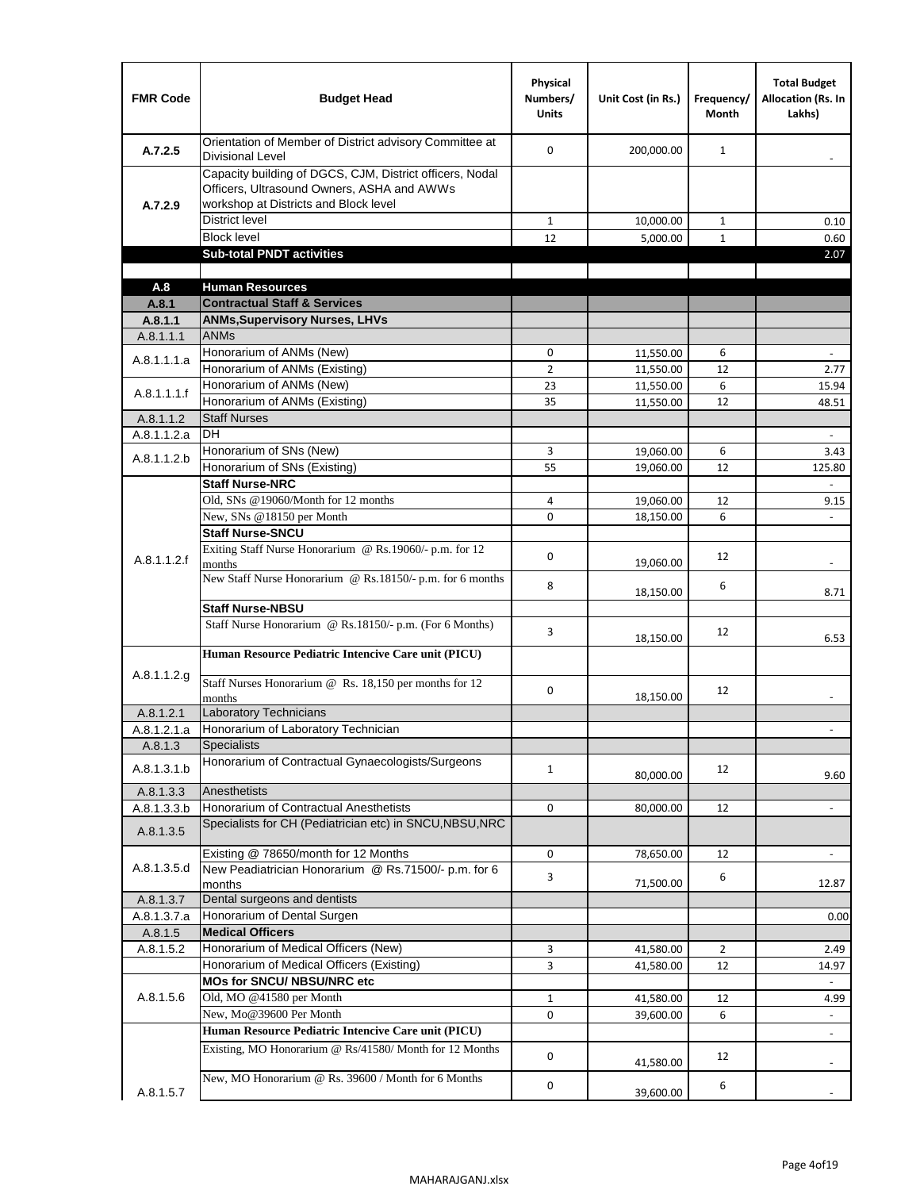| FMR Code | Budget Head | Physical Numbers/ Units | Unit Cost (in Rs.) | Frequency/ Month | Total Budget Allocation (Rs. In Lakhs) |
|---|---|---|---|---|---|
| A.7.2.5 | Orientation of Member of District advisory Committee at Divisional Level | 0 | 200,000.00 | 1 | - |
| A.7.2.9 | Capacity building of DGCS, CJM, District officers, Nodal Officers, Ultrasound Owners, ASHA and AWWs workshop at Districts and Block level | | | | |
| | District level | 1 | 10,000.00 | 1 | 0.10 |
| | Block level | 12 | 5,000.00 | 1 | 0.60 |
| | **Sub-total PNDT activities** | | | | 2.07 |
| | | | | | |
| **A.8** | **Human Resources** | | | | |
| **A.8.1** | **Contractual Staff & Services** | | | | |
| **A.8.1.1** | **ANMs,Supervisory Nurses, LHVs** | | | | |
| A.8.1.1.1 | ANMs | | | | |
| A.8.1.1.1.a | Honorarium of ANMs (New) | 0 | 11,550.00 | 6 | - |
| | Honorarium of ANMs (Existing) | 2 | 11,550.00 | 12 | 2.77 |
| A.8.1.1.1.f | Honorarium of ANMs (New) | 23 | 11,550.00 | 6 | 15.94 |
| | Honorarium of ANMs (Existing) | 35 | 11,550.00 | 12 | 48.51 |
| A.8.1.1.2 | Staff Nurses | | | | |
| A.8.1.1.2.a | DH | | | | - |
| A.8.1.1.2.b | Honorarium of SNs (New) | 3 | 19,060.00 | 6 | 3.43 |
| | Honorarium of SNs (Existing) | 55 | 19,060.00 | 12 | 125.80 |
| A.8.1.1.2.f | **Staff Nurse-NRC** | | | | - |
| | Old, SNs @19060/Month for 12 months | 4 | 19,060.00 | 12 | 9.15 |
| | New, SNs @18150 per Month | 0 | 18,150.00 | 6 | - |
| | **Staff Nurse-SNCU** | | | | |
| | Exiting Staff Nurse Honorarium @ Rs.19060/- p.m. for 12 months | 0 | 19,060.00 | 12 | - |
| | New Staff Nurse Honorarium @ Rs.18150/- p.m. for 6 months | 8 | 18,150.00 | 6 | 8.71 |
| | **Staff Nurse-NBSU** | | | | |
| | Staff Nurse Honorarium @ Rs.18150/- p.m. (For 6 Months) | 3 | 18,150.00 | 12 | 6.53 |
| A.8.1.1.2.g | **Human Resource Pediatric Intencive Care unit (PICU)** | | | | |
| | Staff Nurses Honorarium @ Rs. 18,150 per months for 12 months | 0 | 18,150.00 | 12 | - |
| A.8.1.2.1 | Laboratory Technicians | | | | |
| A.8.1.2.1.a | Honorarium of Laboratory Technician | | | | - |
| A.8.1.3 | Specialists | | | | |
| A.8.1.3.1.b | Honorarium of Contractual Gynaecologists/Surgeons | 1 | 80,000.00 | 12 | 9.60 |
| A.8.1.3.3 | Anesthetists | | | | |
| A.8.1.3.3.b | Honorarium of Contractual Anesthetists | 0 | 80,000.00 | 12 | - |
| A.8.1.3.5 | Specialists for CH (Pediatrician etc) in SNCU,NBSU,NRC | | | | |
| A.8.1.3.5.d | Existing @ 78650/month for 12 Months | 0 | 78,650.00 | 12 | - |
| | New Peadiatrician Honorarium @ Rs.71500/- p.m. for 6 months | 3 | 71,500.00 | 6 | 12.87 |
| A.8.1.3.7 | Dental surgeons and dentists | | | | |
| A.8.1.3.7.a | Honorarium of Dental Surgen | | | | 0.00 |
| A.8.1.5 | **Medical Officers** | | | | |
| A.8.1.5.2 | Honorarium of Medical Officers (New) | 3 | 41,580.00 | 2 | 2.49 |
| | Honorarium of Medical Officers (Existing) | 3 | 41,580.00 | 12 | 14.97 |
| A.8.1.5.6 | **MOs for SNCU/ NBSU/NRC etc** | | | | - |
| | Old, MO @41580 per Month | 1 | 41,580.00 | 12 | 4.99 |
| | New, Mo@39600 Per Month | 0 | 39,600.00 | 6 | - |
| A.8.1.5.7 | **Human Resource Pediatric Intencive Care unit (PICU)** | | | | - |
| | Existing, MO Honorarium @ Rs/41580/ Month for 12 Months | 0 | 41,580.00 | 12 | - |
| | New, MO Honorarium @ Rs. 39600 / Month for 6 Months | 0 | 39,600.00 | 6 | - |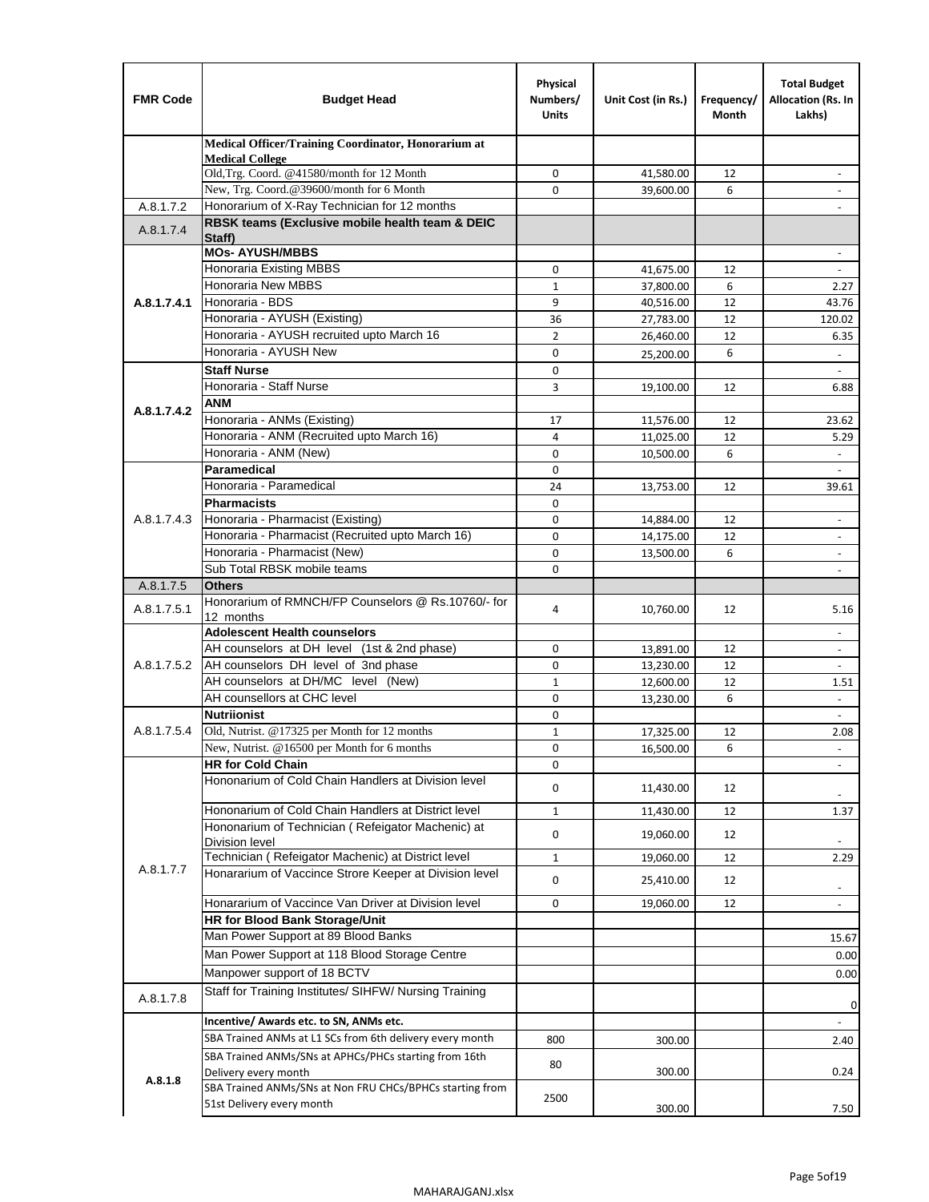| FMR Code | Budget Head | Physical Numbers/ Units | Unit Cost (in Rs.) | Frequency/ Month | Total Budget Allocation (Rs. In Lakhs) |
|---|---|---|---|---|---|
| | **Medical Officer/Training Coordinator, Honorarium at Medical College** | | | | |
| | Old,Trg. Coord. @41580/month for 12 Month | 0 | 41,580.00 | 12 | - |
| | New, Trg. Coord.@39600/month for 6 Month | 0 | 39,600.00 | 6 | - |
| A.8.1.7.2 | Honorarium of X-Ray Technician for 12 months | | | | - |
| A.8.1.7.4 | **RBSK teams (Exclusive mobile health team & DEIC Staff)** | | | | |
| A.8.1.7.4.1 | **MOs- AYUSH/MBBS** | | | | - |
| | Honoraria Existing MBBS | 0 | 41,675.00 | 12 | - |
| | Honoraria New MBBS | 1 | 37,800.00 | 6 | 2.27 |
| | Honoraria - BDS | 9 | 40,516.00 | 12 | 43.76 |
| | Honoraria - AYUSH (Existing) | 36 | 27,783.00 | 12 | 120.02 |
| | Honoraria - AYUSH recruited upto March 16 | 2 | 26,460.00 | 12 | 6.35 |
| | Honoraria - AYUSH New | 0 | 25,200.00 | 6 | - |
| A.8.1.7.4.2 | **Staff Nurse** | 0 | | | - |
| | Honoraria - Staff Nurse | 3 | 19,100.00 | 12 | 6.88 |
| | **ANM** | | | | |
| | Honoraria - ANMs (Existing) | 17 | 11,576.00 | 12 | 23.62 |
| | Honoraria - ANM (Recruited upto March 16) | 4 | 11,025.00 | 12 | 5.29 |
| | Honoraria - ANM (New) | 0 | 10,500.00 | 6 | - |
| A.8.1.7.4.3 | **Paramedical** | 0 | | | - |
| | Honoraria - Paramedical | 24 | 13,753.00 | 12 | 39.61 |
| | **Pharmacists** | 0 | | | |
| | Honoraria - Pharmacist (Existing) | 0 | 14,884.00 | 12 | - |
| | Honoraria - Pharmacist (Recruited upto March 16) | 0 | 14,175.00 | 12 | - |
| | Honoraria - Pharmacist (New) | 0 | 13,500.00 | 6 | - |
| | Sub Total RBSK mobile teams | 0 | | | - |
| A.8.1.7.5 | **Others** | | | | |
| A.8.1.7.5.1 | Honorarium of RMNCH/FP Counselors @ Rs.10760/- for 12 months | 4 | 10,760.00 | 12 | 5.16 |
| A.8.1.7.5.2 | **Adolescent Health counselors** | | | | - |
| | AH counselors at DH level (1st & 2nd phase) | 0 | 13,891.00 | 12 | - |
| | AH counselors DH level of 3nd phase | 0 | 13,230.00 | 12 | - |
| | AH counselors at DH/MC level (New) | 1 | 12,600.00 | 12 | 1.51 |
| | AH counsellors at CHC level | 0 | 13,230.00 | 6 | - |
| A.8.1.7.5.4 | **Nutriionist** | 0 | | | - |
| | Old, Nutrist. @17325 per Month for 12 months | 1 | 17,325.00 | 12 | 2.08 |
| | New, Nutrist. @16500 per Month for 6 months | 0 | 16,500.00 | 6 | - |
| A.8.1.7.7 | **HR for Cold Chain** | 0 | | | - |
| | Hononarium of Cold Chain Handlers at Division level | 0 | 11,430.00 | 12 | - |
| | Hononarium of Cold Chain Handlers at District level | 1 | 11,430.00 | 12 | 1.37 |
| | Hononarium of Technician ( Refeigator Machenic) at Division level | 0 | 19,060.00 | 12 | - |
| | Technician ( Refeigator Machenic) at District level | 1 | 19,060.00 | 12 | 2.29 |
| | Honararium of Vaccince Strore Keeper at Division level | 0 | 25,410.00 | 12 | - |
| | Honararium of Vaccince Van Driver at Division level | 0 | 19,060.00 | 12 | - |
| | **HR for Blood Bank Storage/Unit** | | | | |
| | Man Power Support at 89 Blood Banks | | | | 15.67 |
| | Man Power Support at 118 Blood Storage Centre | | | | 0.00 |
| | Manpower support of 18 BCTV | | | | 0.00 |
| A.8.1.7.8 | Staff for Training Institutes/ SIHFW/ Nursing Training | | | | 0 |
| A.8.1.8 | **Incentive/ Awards etc. to SN, ANMs etc.** | | | | - |
| | SBA Trained ANMs at L1 SCs from 6th delivery every month | 800 | 300.00 | | 2.40 |
| | SBA Trained ANMs/SNs at APHCs/PHCs starting from 16th Delivery every month | 80 | 300.00 | | 0.24 |
| | SBA Trained ANMs/SNs at Non FRU CHCs/BPHCs starting from 51st Delivery every month | 2500 | 300.00 | | 7.50 |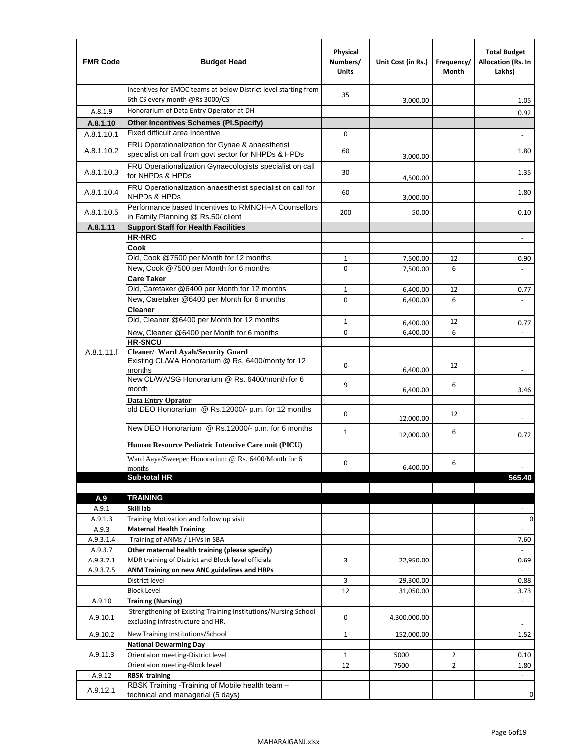| FMR Code | Budget Head | Physical Numbers/ Units | Unit Cost (in Rs.) | Frequency/ Month | Total Budget Allocation (Rs. In Lakhs) |
|---|---|---|---|---|---|
| | Incentives for EMOC teams at below District level starting from 6th CS every month @Rs 3000/CS | 35 | 3,000.00 | | 1.05 |
| A.8.1.9 | Honorarium of Data Entry Operator at DH | | | | 0.92 |
| **A.8.1.10** | **Other Incentives Schemes (Pl.Specify)** | | | | |
| A.8.1.10.1 | Fixed difficult area Incentive | 0 | | | - |
| A.8.1.10.2 | FRU Operationalization for Gynae & anaesthetist specialist on call from govt sector for NHPDs & HPDs | 60 | 3,000.00 | | 1.80 |
| A.8.1.10.3 | FRU Operationalization Gynaecologists specialist on call for NHPDs & HPDs | 30 | 4,500.00 | | 1.35 |
| A.8.1.10.4 | FRU Operationalization anaesthetist specialist on call for NHPDs & HPDs | 60 | 3,000.00 | | 1.80 |
| A.8.1.10.5 | Performance based Incentives to RMNCH+A Counsellors in Family Planning @ Rs.50/ client | 200 | 50.00 | | 0.10 |
| **A.8.1.11** | **Support Staff for Health Facilities** | | | | |
| A.8.1.11.f | **HR-NRC** | | | | - |
| | **Cook** | | | | |
| | Old, Cook @7500 per Month for 12 months | 1 | 7,500.00 | 12 | 0.90 |
| | New, Cook @7500 per Month for 6 months | 0 | 7,500.00 | 6 | - |
| | **Care Taker** | | | | |
| | Old, Caretaker @6400 per Month for 12 months | 1 | 6,400.00 | 12 | 0.77 |
| | New, Caretaker @6400 per Month for 6 months | 0 | 6,400.00 | 6 | - |
| | **Cleaner** | | | | |
| | Old, Cleaner @6400 per Month for 12 months | 1 | 6,400.00 | 12 | 0.77 |
| | New, Cleaner @6400 per Month for 6 months | 0 | 6,400.00 | 6 | - |
| | **HR-SNCU** | | | | |
| | **Cleaner/ Ward Ayah/Security Guard** | | | | |
| | Existing CL/WA Honorarium @ Rs. 6400/monty for 12 months | 0 | 6,400.00 | 12 | - |
| | New CL/WA/SG Honorarium @ Rs. 6400/month for 6 month | 9 | 6,400.00 | 6 | 3.46 |
| | **Data Entry Oprator** | | | | |
| | old DEO Honorarium @ Rs.12000/- p.m. for 12 months | 0 | 12,000.00 | 12 | - |
| | New DEO Honorarium @ Rs.12000/- p.m. for 6 months | 1 | 12,000.00 | 6 | 0.72 |
| | **Human Resource Pediatric Intencive Care unit (PICU)** | | | | |
| | Ward Aaya/Sweeper Honorarium @ Rs. 6400/Month for 6 months | 0 | 6,400.00 | 6 | - |
| | **Sub-total HR** | | | | **565.40** |
| | | | | | |
| **A.9** | **TRAINING** | | | | |
| A.9.1 | **Skill lab** | | | | - |
| A.9.1.3 | Training Motivation and follow up visit | | | | 0 |
| A.9.3 | **Maternal Health Training** | | | | - |
| A.9.3.1.4 | Training of ANMs / LHVs in SBA | | | | 7.60 |
| A.9.3.7 | **Other maternal health training (please specify)** | | | | - |
| A.9.3.7.1 | MDR training of District and Block level officials | 3 | 22,950.00 | | 0.69 |
| A.9.3.7.5 | **ANM Training on new ANC guidelines and HRPs** | | | | - |
| | District level | 3 | 29,300.00 | | 0.88 |
| | Block Level | 12 | 31,050.00 | | 3.73 |
| A.9.10 | **Training (Nursing)** | | | | - |
| A.9.10.1 | Strengthening of Existing Training Institutions/Nursing School excluding infrastructure and HR. | 0 | 4,300,000.00 | | - |
| A.9.10.2 | New Training Institutions/School | 1 | 152,000.00 | | 1.52 |
| A.9.11.3 | **National Dewarming Day** | | | | |
| | Orientaion meeting-District level | 1 | 5000 | 2 | 0.10 |
| | Orientaion meeting-Block level | 12 | 7500 | 2 | 1.80 |
| A.9.12 | **RBSK training** | | | | - |
| A.9.12.1 | RBSK Training -Training of Mobile health team – technical and managerial (5 days) | | | | 0 |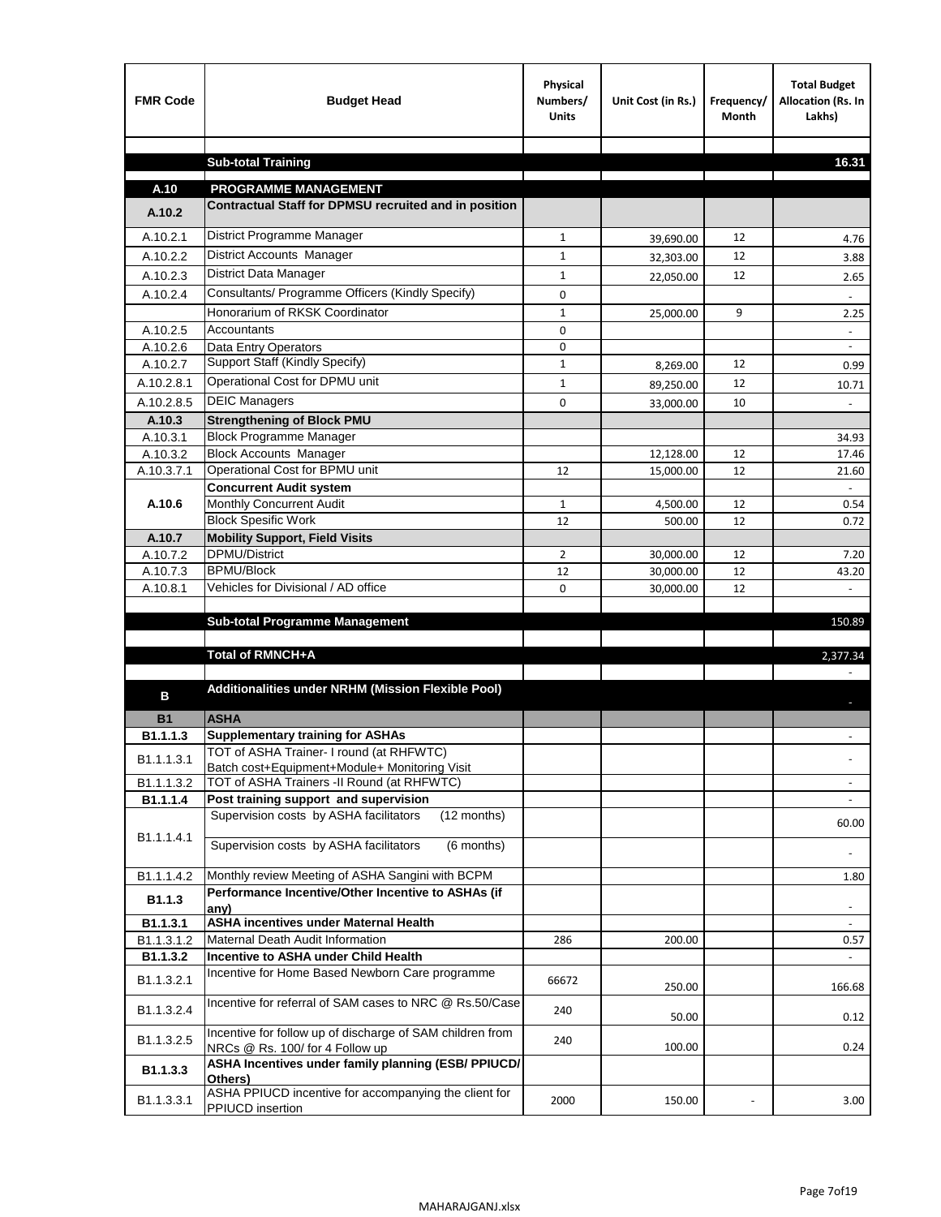| FMR Code | Budget Head | Physical Numbers/ Units | Unit Cost (in Rs.) | Frequency/ Month | Total Budget Allocation (Rs. In Lakhs) |
|---|---|---|---|---|---|
| | | | | | |
| | **Sub-total Training** | | | | **16.31** |
| | | | | | |
| **A.10** | **PROGRAMME MANAGEMENT** | | | | |
| **A.10.2** | **Contractual Staff for DPMSU recruited and in position** | | | | |
| A.10.2.1 | District Programme Manager | 1 | 39,690.00 | 12 | 4.76 |
| A.10.2.2 | District Accounts Manager | 1 | 32,303.00 | 12 | 3.88 |
| A.10.2.3 | District Data Manager | 1 | 22,050.00 | 12 | 2.65 |
| A.10.2.4 | Consultants/ Programme Officers (Kindly Specify) | 0 | | | - |
| | Honorarium of RKSK Coordinator | 1 | 25,000.00 | 9 | 2.25 |
| A.10.2.5 | Accountants | 0 | | | - |
| A.10.2.6 | Data Entry Operators | 0 | | | - |
| A.10.2.7 | Support Staff (Kindly Specify) | 1 | 8,269.00 | 12 | 0.99 |
| A.10.2.8.1 | Operational Cost for DPMU unit | 1 | 89,250.00 | 12 | 10.71 |
| A.10.2.8.5 | DEIC Managers | 0 | 33,000.00 | 10 | - |
| **A.10.3** | **Strengthening of Block PMU** | | | | |
| A.10.3.1 | Block Programme Manager | | | | 34.93 |
| A.10.3.2 | Block Accounts Manager | | 12,128.00 | 12 | 17.46 |
| A.10.3.7.1 | Operational Cost for BPMU unit | 12 | 15,000.00 | 12 | 21.60 |
| **A.10.6** | **Concurrent Audit system** | | | | - |
| | Monthly Concurrent Audit | 1 | 4,500.00 | 12 | 0.54 |
| | Block Spesific Work | 12 | 500.00 | 12 | 0.72 |
| **A.10.7** | **Mobility Support, Field Visits** | | | | |
| A.10.7.2 | DPMU/District | 2 | 30,000.00 | 12 | 7.20 |
| A.10.7.3 | BPMU/Block | 12 | 30,000.00 | 12 | 43.20 |
| A.10.8.1 | Vehicles for Divisional / AD office | 0 | 30,000.00 | 12 | - |
| | | | | | |
| | **Sub-total Programme Management** | | | | 150.89 |
| | | | | | |
| | **Total of RMNCH+A** | | | | 2,377.34 |
| | | | | | - |
| **B** | **Additionalities under NRHM (Mission Flexible Pool)** | | | | - |
| **B1** | **ASHA** | | | | |
| **B1.1.1.3** | **Supplementary training for ASHAs** | | | | - |
| B1.1.1.3.1 | TOT of ASHA Trainer- I round (at RHFWTC) Batch cost+Equipment+Module+ Monitoring Visit | | | | - |
| B1.1.1.3.2 | TOT of ASHA Trainers -II Round (at RHFWTC) | | | | - |
| **B1.1.1.4** | **Post training support and supervision** | | | | - |
| B1.1.1.4.1 | Supervision costs by ASHA facilitators (12 months) | | | | 60.00 |
| | Supervision costs by ASHA facilitators (6 months) | | | | - |
| B1.1.1.4.2 | Monthly review Meeting of ASHA Sangini with BCPM | | | | 1.80 |
| **B1.1.3** | **Performance Incentive/Other Incentive to ASHAs (if any)** | | | | - |
| **B1.1.3.1** | **ASHA incentives under Maternal Health** | | | | - |
| B1.1.3.1.2 | Maternal Death Audit Information | 286 | 200.00 | | 0.57 |
| **B1.1.3.2** | **Incentive to ASHA under Child Health** | | | | - |
| B1.1.3.2.1 | Incentive for Home Based Newborn Care programme | 66672 | 250.00 | | 166.68 |
| B1.1.3.2.4 | Incentive for referral of SAM cases to NRC @ Rs.50/Case | 240 | 50.00 | | 0.12 |
| B1.1.3.2.5 | Incentive for follow up of discharge of SAM children from NRCs @ Rs. 100/ for 4 Follow up | 240 | 100.00 | | 0.24 |
| **B1.1.3.3** | **ASHA Incentives under family planning (ESB/ PPIUCD/ Others)** | | | | |
| B1.1.3.3.1 | ASHA PPIUCD incentive for accompanying the client for PPIUCD insertion | 2000 | 150.00 | - | 3.00 |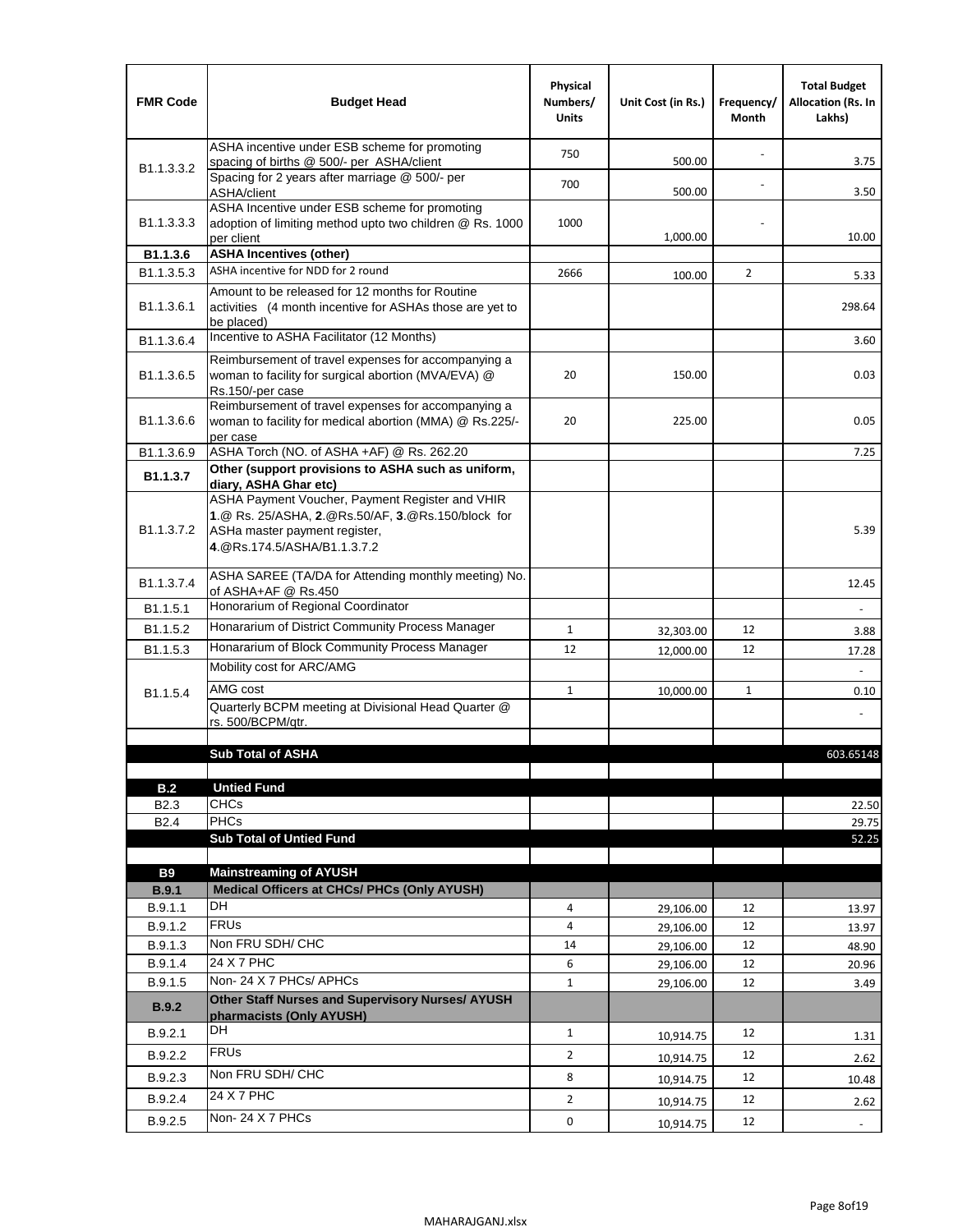| FMR Code | Budget Head | Physical Numbers/ Units | Unit Cost (in Rs.) | Frequency/ Month | Total Budget Allocation (Rs. In Lakhs) |
|---|---|---|---|---|---|
| B1.1.3.3.2 | ASHA incentive under ESB scheme for promoting spacing of births @ 500/- per ASHA/client | 750 | 500.00 | - | 3.75 |
| | Spacing for 2 years after marriage @ 500/- per ASHA/client | 700 | 500.00 | - | 3.50 |
| B1.1.3.3.3 | ASHA Incentive under ESB scheme for promoting adoption of limiting method upto two children @ Rs. 1000 per client | 1000 | 1,000.00 | - | 10.00 |
| **B1.1.3.6** | **ASHA Incentives (other)** | | | | |
| B1.1.3.5.3 | ASHA incentive for NDD for 2 round | 2666 | 100.00 | 2 | 5.33 |
| B1.1.3.6.1 | Amount to be released for 12 months for Routine activities (4 month incentive for ASHAs those are yet to be placed) | | | | 298.64 |
| B1.1.3.6.4 | Incentive to ASHA Facilitator (12 Months) | | | | 3.60 |
| B1.1.3.6.5 | Reimbursement of travel expenses for accompanying a woman to facility for surgical abortion (MVA/EVA) @ Rs.150/-per case | 20 | 150.00 | | 0.03 |
| B1.1.3.6.6 | Reimbursement of travel expenses for accompanying a woman to facility for medical abortion (MMA) @ Rs.225/- per case | 20 | 225.00 | | 0.05 |
| B1.1.3.6.9 | ASHA Torch (NO. of ASHA +AF) @ Rs. 262.20 | | | | 7.25 |
| **B1.1.3.7** | **Other (support provisions to ASHA such as uniform, diary, ASHA Ghar etc)** | | | | |
| B1.1.3.7.2 | ASHA Payment Voucher, Payment Register and VHIR **1**.@ Rs. 25/ASHA, **2**.@Rs.50/AF, **3**.@Rs.150/block for ASHa master payment register, **4**.@Rs.174.5/ASHA/B1.1.3.7.2 | | | | 5.39 |
| B1.1.3.7.4 | ASHA SAREE (TA/DA for Attending monthly meeting) No. of ASHA+AF @ Rs.450 | | | | 12.45 |
| B1.1.5.1 | Honorarium of Regional Coordinator | | | | - |
| B1.1.5.2 | Honararium of District Community Process Manager | 1 | 32,303.00 | 12 | 3.88 |
| B1.1.5.3 | Honararium of Block Community Process Manager | 12 | 12,000.00 | 12 | 17.28 |
| B1.1.5.4 | Mobility cost for ARC/AMG | | | | - |
| | AMG cost | 1 | 10,000.00 | 1 | 0.10 |
| | Quarterly BCPM meeting at Divisional Head Quarter @ rs. 500/BCPM/qtr. | | | | - |
| | | | | | |
| | **Sub Total of ASHA** | | | | 603.65148 |
| | | | | | |
| **B.2** | **Untied Fund** | | | | |
| B2.3 | CHCs | | | | 22.50 |
| B2.4 | PHCs | | | | 29.75 |
| | **Sub Total of Untied Fund** | | | | 52.25 |
| | | | | | |
| **B9** | **Mainstreaming of AYUSH** | | | | |
| **B.9.1** | **Medical Officers at CHCs/ PHCs (Only AYUSH)** | | | | |
| B.9.1.1 | DH | 4 | 29,106.00 | 12 | 13.97 |
| B.9.1.2 | FRUs | 4 | 29,106.00 | 12 | 13.97 |
| B.9.1.3 | Non FRU SDH/ CHC | 14 | 29,106.00 | 12 | 48.90 |
| B.9.1.4 | 24 X 7 PHC | 6 | 29,106.00 | 12 | 20.96 |
| B.9.1.5 | Non- 24 X 7 PHCs/ APHCs | 1 | 29,106.00 | 12 | 3.49 |
| **B.9.2** | **Other Staff Nurses and Supervisory Nurses/ AYUSH pharmacists (Only AYUSH)** | | | | |
| B.9.2.1 | DH | 1 | 10,914.75 | 12 | 1.31 |
| B.9.2.2 | FRUs | 2 | 10,914.75 | 12 | 2.62 |
| B.9.2.3 | Non FRU SDH/ CHC | 8 | 10,914.75 | 12 | 10.48 |
| B.9.2.4 | 24 X 7 PHC | 2 | 10,914.75 | 12 | 2.62 |
| B.9.2.5 | Non- 24 X 7 PHCs | 0 | 10,914.75 | 12 | - |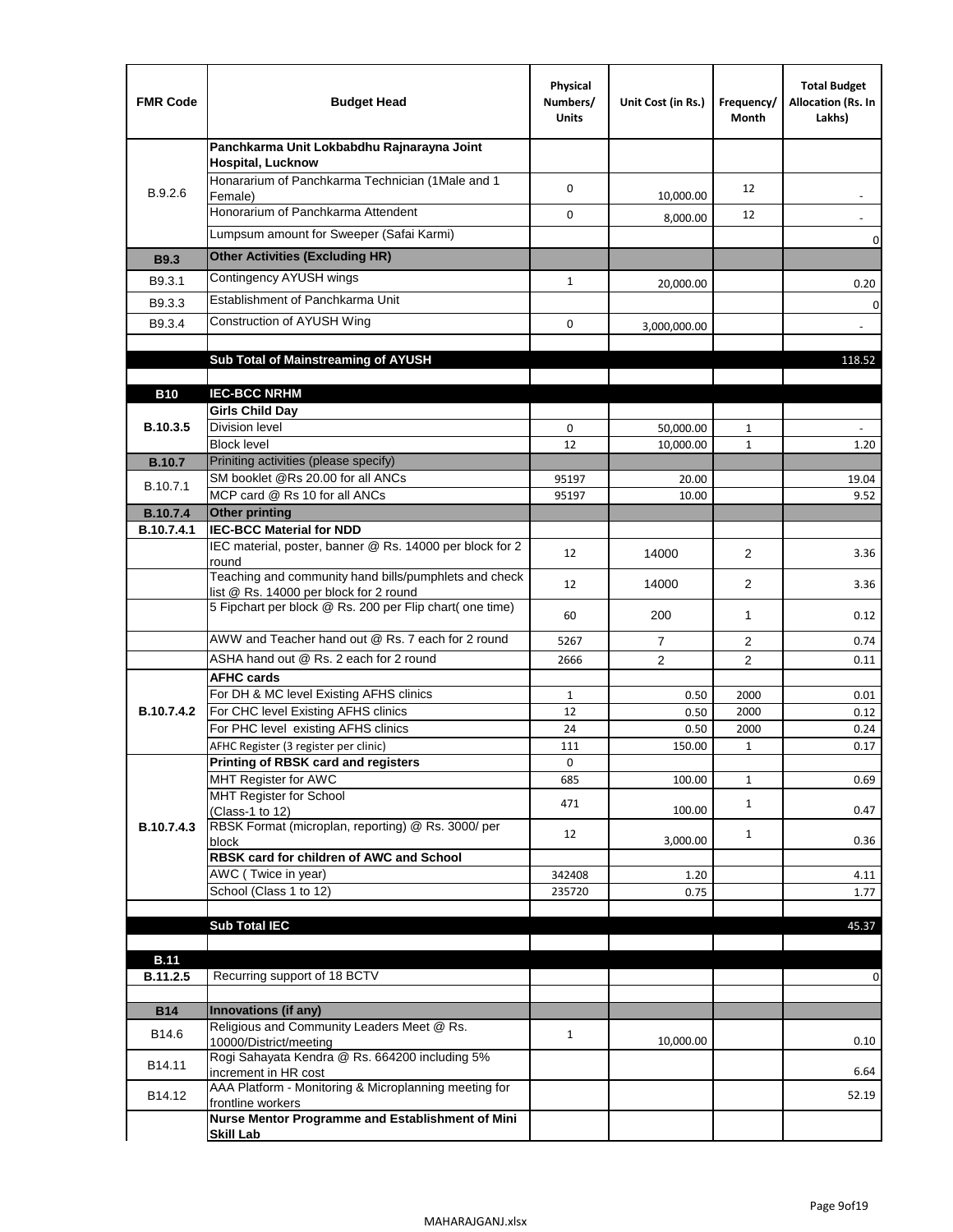| FMR Code | Budget Head | Physical Numbers/ Units | Unit Cost (in Rs.) | Frequency/ Month | Total Budget Allocation (Rs. In Lakhs) |
|---|---|---|---|---|---|
| B.9.2.6 | **Panchkarma Unit Lokbabdhu Rajnarayna Joint Hospital, Lucknow** | | | | |
| | Honorarium of Panchkarma Technician (1Male and 1 Female) | 0 | 10,000.00 | 12 | - |
| | Honorarium of Panchkarma Attendent | 0 | 8,000.00 | 12 | - |
| | Lumpsum amount for Sweeper (Safai Karmi) | | | | 0 |
| **B9.3** | **Other Activities (Excluding HR)** | | | | |
| B9.3.1 | Contingency AYUSH wings | 1 | 20,000.00 | | 0.20 |
| B9.3.3 | Establishment of Panchkarma Unit | | | | 0 |
| B9.3.4 | Construction of AYUSH Wing | 0 | 3,000,000.00 | | - |
| | | | | | |
| | **Sub Total of Mainstreaming of AYUSH** | | | | 118.52 |
| | | | | | |
| **B10** | **IEC-BCC NRHM** | | | | |
| **B.10.3.5** | **Girls Child Day** | | | | |
| | Division level | 0 | 50,000.00 | 1 | - |
| | Block level | 12 | 10,000.00 | 1 | 1.20 |
| **B.10.7** | Priniting activities (please specify) | | | | |
| B.10.7.1 | SM booklet @Rs 20.00 for all ANCs | 95197 | 20.00 | | 19.04 |
| | MCP card @ Rs 10 for all ANCs | 95197 | 10.00 | | 9.52 |
| **B.10.7.4** | **Other printing** | | | | |
| **B.10.7.4.1** | **IEC-BCC Material for NDD** | | | | |
| | IEC material, poster, banner @ Rs. 14000 per block for 2 round | 12 | 14000 | 2 | 3.36 |
| | Teaching and community hand bills/pumphlets and check list @ Rs. 14000 per block for 2 round | 12 | 14000 | 2 | 3.36 |
| | 5 Fipchart per block @ Rs. 200 per Flip chart( one time) | 60 | 200 | 1 | 0.12 |
| | AWW and Teacher hand out @ Rs. 7 each for 2 round | 5267 | 7 | 2 | 0.74 |
| | ASHA hand out @ Rs. 2 each for 2 round | 2666 | 2 | 2 | 0.11 |
| **B.10.7.4.2** | **AFHC cards** | | | | |
| | For DH & MC level Existing AFHS clinics | 1 | 0.50 | 2000 | 0.01 |
| | For CHC level Existing AFHS clinics | 12 | 0.50 | 2000 | 0.12 |
| | For PHC level existing AFHS clinics | 24 | 0.50 | 2000 | 0.24 |
| | AFHC Register (3 register per clinic) | 111 | 150.00 | 1 | 0.17 |
| **B.10.7.4.3** | **Printing of RBSK card and registers** | 0 | | | |
| | MHT Register for AWC | 685 | 100.00 | 1 | 0.69 |
| | MHT Register for School (Class-1 to 12) | 471 | 100.00 | 1 | 0.47 |
| | RBSK Format (microplan, reporting) @ Rs. 3000/ per block | 12 | 3,000.00 | 1 | 0.36 |
| | **RBSK card for children of AWC and School** | | | | |
| | AWC ( Twice in year) | 342408 | 1.20 | | 4.11 |
| | School (Class 1 to 12) | 235720 | 0.75 | | 1.77 |
| | | | | | |
| | **Sub Total IEC** | | | | 45.37 |
| | | | | | |
| **B.11** | | | | | |
| **B.11.2.5** | Recurring support of 18 BCTV | | | | 0 |
| | | | | | |
| **B14** | **Innovations (if any)** | | | | |
| B14.6 | Religious and Community Leaders Meet @ Rs. 10000/District/meeting | 1 | 10,000.00 | | 0.10 |
| B14.11 | Rogi Sahayata Kendra @ Rs. 664200 including 5% increment in HR cost | | | | 6.64 |
| B14.12 | AAA Platform - Monitoring & Microplanning meeting for frontline workers | | | | 52.19 |
| | **Nurse Mentor Programme and Establishment of Mini Skill Lab** | | | | |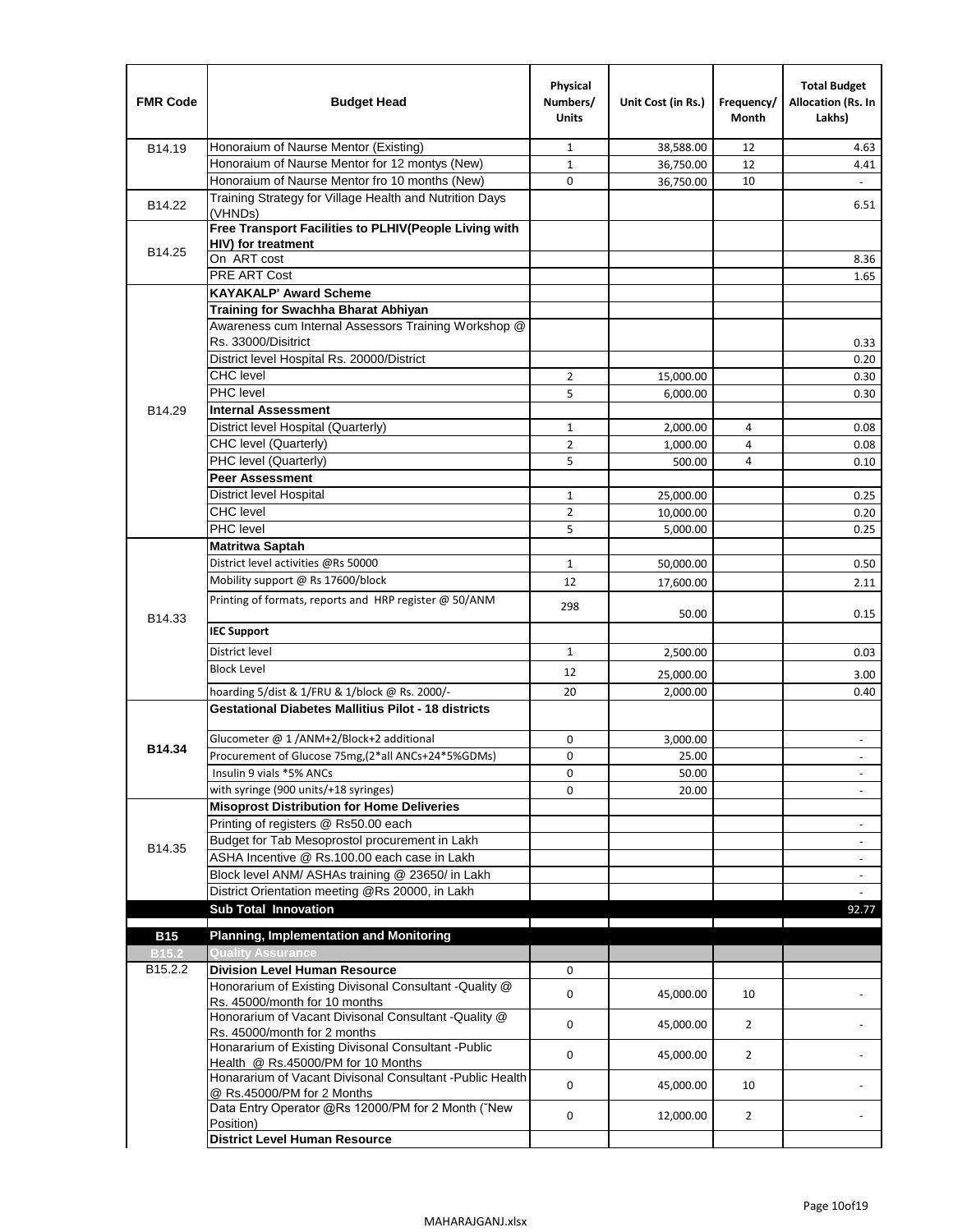| FMR Code | Budget Head | Physical Numbers/ Units | Unit Cost (in Rs.) | Frequency/ Month | Total Budget Allocation (Rs. In Lakhs) |
|---|---|---|---|---|---|
| B14.19 | Honoraium of Naurse Mentor (Existing) | 1 | 38,588.00 | 12 | 4.63 |
| | Honoraium of Naurse Mentor for 12 montys (New) | 1 | 36,750.00 | 12 | 4.41 |
| | Honoraium of Naurse Mentor fro 10 months (New) | 0 | 36,750.00 | 10 | - |
| B14.22 | Training Strategy for Village Health and Nutrition Days (VHNDs) | | | | 6.51 |
| B14.25 | **Free Transport Facilities to PLHIV(People Living with HIV) for treatment** | | | | |
| | On ART cost | | | | 8.36 |
| | PRE ART Cost | | | | 1.65 |
| B14.29 | **KAYAKALP' Award Scheme** | | | | |
| | **Training for Swachha Bharat Abhiyan** | | | | |
| | Awareness cum Internal Assessors Training Workshop @ Rs. 33000/Disitrict | | | | 0.33 |
| | District level Hospital Rs. 20000/District | | | | 0.20 |
| | CHC level | 2 | 15,000.00 | | 0.30 |
| | PHC level | 5 | 6,000.00 | | 0.30 |
| | **Internal Assessment** | | | | |
| | District level Hospital (Quarterly) | 1 | 2,000.00 | 4 | 0.08 |
| | CHC level (Quarterly) | 2 | 1,000.00 | 4 | 0.08 |
| | PHC level (Quarterly) | 5 | 500.00 | 4 | 0.10 |
| | **Peer Assessment** | | | | |
| | District level Hospital | 1 | 25,000.00 | | 0.25 |
| | CHC level | 2 | 10,000.00 | | 0.20 |
| | PHC level | 5 | 5,000.00 | | 0.25 |
| B14.33 | **Matritwa Saptah** | | | | |
| | District level activities @Rs 50000 | 1 | 50,000.00 | | 0.50 |
| | Mobility support @ Rs 17600/block | 12 | 17,600.00 | | 2.11 |
| | Printing of formats, reports and HRP register @ 50/ANM | 298 | 50.00 | | 0.15 |
| | **IEC Support** | | | | |
| | District level | 1 | 2,500.00 | | 0.03 |
| | Block Level | 12 | 25,000.00 | | 3.00 |
| | hoarding 5/dist & 1/FRU & 1/block @ Rs. 2000/- | 20 | 2,000.00 | | 0.40 |
| **B14.34** | **Gestational Diabetes Mallitius Pilot - 18 districts** | | | | |
| | Glucometer @ 1 /ANM+2/Block+2 additional | 0 | 3,000.00 | | - |
| | Procurement of Glucose 75mg,(2*all ANCs+24*5%GDMs) | 0 | 25.00 | | - |
| | Insulin 9 vials *5% ANCs | 0 | 50.00 | | - |
| | with syringe (900 units/+18 syringes) | 0 | 20.00 | | - |
| B14.35 | **Misoprost Distribution for Home Deliveries** | | | | |
| | Printing of registers @ Rs50.00 each | | | | - |
| | Budget for Tab Mesoprostol procurement in Lakh | | | | - |
| | ASHA Incentive @ Rs.100.00 each case in Lakh | | | | - |
| | Block level ANM/ ASHAs training @ 23650/ in Lakh | | | | - |
| | District Orientation meeting @Rs 20000, in Lakh | | | | - |
| | **Sub Total Innovation** | | | | 92.77 |
| **B15** | **Planning, Implementation and Monitoring** | | | | |
| **B15.2** | **Quality Assurance** | | | | |
| B15.2.2 | **Division Level Human Resource** | 0 | | | |
| | Honorarium of Existing Divisonal Consultant -Quality @ Rs. 45000/month for 10 months | 0 | 45,000.00 | 10 | - |
| | Honorarium of Vacant Divisonal Consultant -Quality @ Rs. 45000/month for 2 months | 0 | 45,000.00 | 2 | - |
| | Honararium of Existing Divisonal Consultant -Public Health @ Rs.45000/PM for 10 Months | 0 | 45,000.00 | 2 | - |
| | Honararium of Vacant Divisonal Consultant -Public Health @ Rs.45000/PM for 2 Months | 0 | 45,000.00 | 10 | - |
| | Data Entry Operator @Rs 12000/PM for 2 Month ("New Position) | 0 | 12,000.00 | 2 | - |
| | **District Level Human Resource** | | | | |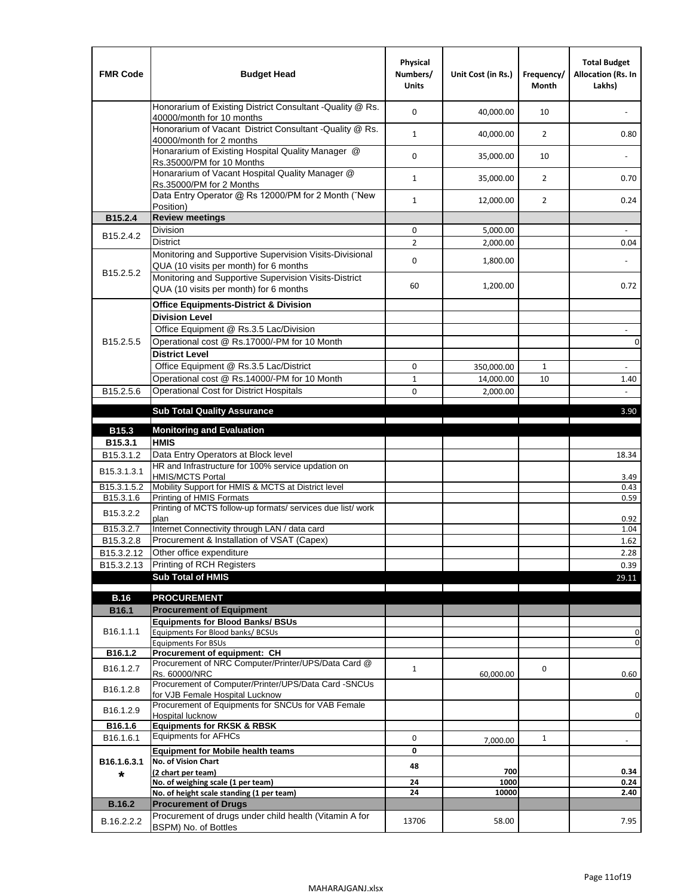| FMR Code | Budget Head | Physical Numbers/ Units | Unit Cost (in Rs.) | Frequency/ Month | Total Budget Allocation (Rs. In Lakhs) |
|---|---|---|---|---|---|
| | Honorarium of Existing District Consultant -Quality @ Rs. 40000/month for 10 months | 0 | 40,000.00 | 10 | - |
| | Honorarium of Vacant District Consultant -Quality @ Rs. 40000/month for 2 months | 1 | 40,000.00 | 2 | 0.80 |
| | Honararium of Existing Hospital Quality Manager @ Rs.35000/PM for 10 Months | 0 | 35,000.00 | 10 | - |
| | Honararium of Vacant Hospital Quality Manager @ Rs.35000/PM for 2 Months | 1 | 35,000.00 | 2 | 0.70 |
| | Data Entry Operator @ Rs 12000/PM for 2 Month (˜New Position) | 1 | 12,000.00 | 2 | 0.24 |
| **B15.2.4** | **Review meetings** | | | | |
| B15.2.4.2 | Division | 0 | 5,000.00 | | - |
| | District | 2 | 2,000.00 | | 0.04 |
| B15.2.5.2 | Monitoring and Supportive Supervision Visits-Divisional QUA (10 visits per month) for 6 months | 0 | 1,800.00 | | - |
| | Monitoring and Supportive Supervision Visits-District QUA (10 visits per month) for 6 months | 60 | 1,200.00 | | 0.72 |
| B15.2.5.5 | **Office Equipments-District & Division** | | | | |
| | **Division Level** | | | | |
| | Office Equipment @ Rs.3.5 Lac/Division | | | | - |
| | Operational cost @ Rs.17000/-PM for 10 Month | | | | 0 |
| | **District Level** | | | | |
| | Office Equipment @ Rs.3.5 Lac/District | 0 | 350,000.00 | 1 | - |
| | Operational cost @ Rs.14000/-PM for 10 Month | 1 | 14,000.00 | 10 | 1.40 |
| B15.2.5.6 | Operational Cost for District Hospitals | 0 | 2,000.00 | | - |
| | **Sub Total Quality Assurance** | | | | 3.90 |
| **B15.3** | **Monitoring and Evaluation** | | | | |
| **B15.3.1** | **HMIS** | | | | |
| B15.3.1.2 | Data Entry Operators at Block level | | | | 18.34 |
| B15.3.1.3.1 | HR and Infrastructure for 100% service updation on HMIS/MCTS Portal | | | | 3.49 |
| B15.3.1.5.2 | Mobility Support for HMIS & MCTS at District level | | | | 0.43 |
| B15.3.1.6 | Printing of HMIS Formats | | | | 0.59 |
| B15.3.2.2 | Printing of MCTS follow-up formats/ services due list/ work plan | | | | 0.92 |
| B15.3.2.7 | Internet Connectivity through LAN / data card | | | | 1.04 |
| B15.3.2.8 | Procurement & Installation of VSAT (Capex) | | | | 1.62 |
| B15.3.2.12 | Other office expenditure | | | | 2.28 |
| B15.3.2.13 | Printing of RCH Registers | | | | 0.39 |
| | **Sub Total of HMIS** | | | | 29.11 |
| **B.16** | **PROCUREMENT** | | | | |
| **B16.1** | **Procurement of Equipment** | | | | |
| B16.1.1.1 | **Equipments for Blood Banks/ BSUs** | | | | |
| | Equipments For Blood banks/ BCSUs | | | | 0 |
| | Equipments For BSUs | | | | 0 |
| **B16.1.2** | **Procurement of equipment: CH** | | | | |
| B16.1.2.7 | Procurement of NRC Computer/Printer/UPS/Data Card @ Rs. 60000/NRC | 1 | 60,000.00 | 0 | 0.60 |
| B16.1.2.8 | Procurement of Computer/Printer/UPS/Data Card -SNCUs for VJB Female Hospital Lucknow | | | | 0 |
| B16.1.2.9 | Procurement of Equipments for SNCUs for VAB Female Hospital lucknow | | | | 0 |
| **B16.1.6** | **Equipments for RKSK & RBSK** | | | | |
| B16.1.6.1 | Equipments for AFHCs | 0 | 7,000.00 | 1 | - |
| B16.1.6.3.1 * | **Equipment for Mobile health teams** | 0 | | | |
| | **No. of Vision Chart (2 chart per team)** | 48 | 700 | | 0.34 |
| | **No. of weighing scale (1 per team)** | 24 | 1000 | | 0.24 |
| | **No. of height scale standing (1 per team)** | 24 | 10000 | | 2.40 |
| **B.16.2** | **Procurement of Drugs** | | | | |
| B.16.2.2.2 | Procurement of drugs under child health (Vitamin A for BSPM) No. of Bottles | 13706 | 58.00 | | 7.95 |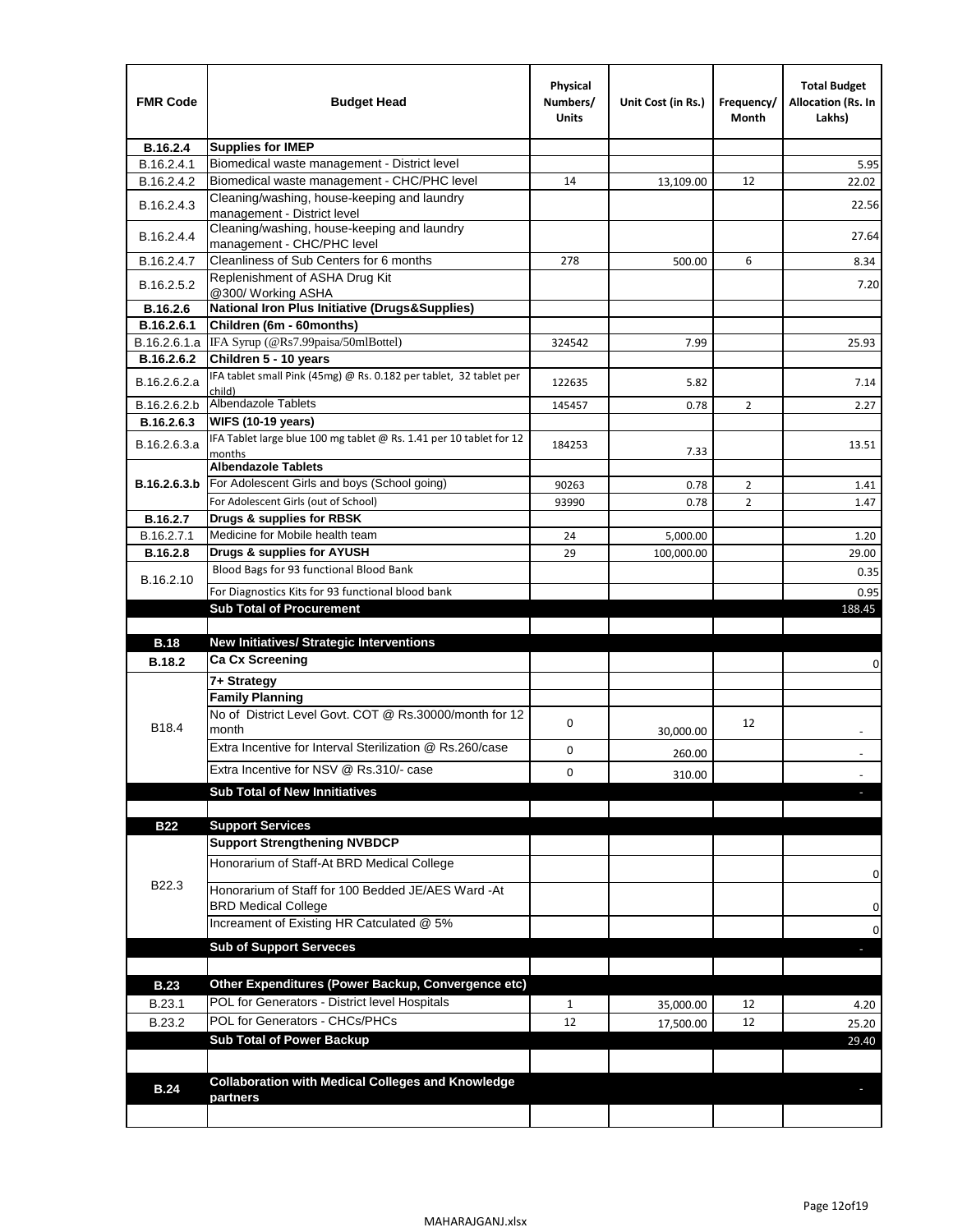| FMR Code | Budget Head | Physical Numbers/ Units | Unit Cost (in Rs.) | Frequency/ Month | Total Budget Allocation (Rs. In Lakhs) |
|---|---|---|---|---|---|
| **B.16.2.4** | **Supplies for IMEP** | | | | |
| B.16.2.4.1 | Biomedical waste management - District level | | | | 5.95 |
| B.16.2.4.2 | Biomedical waste management - CHC/PHC level | 14 | 13,109.00 | 12 | 22.02 |
| B.16.2.4.3 | Cleaning/washing, house-keeping and laundry management - District level | | | | 22.56 |
| B.16.2.4.4 | Cleaning/washing, house-keeping and laundry management - CHC/PHC level | | | | 27.64 |
| B.16.2.4.7 | Cleanliness of Sub Centers for 6 months | 278 | 500.00 | 6 | 8.34 |
| B.16.2.5.2 | Replenishment of ASHA Drug Kit @300/ Working ASHA | | | | 7.20 |
| **B.16.2.6** | **National Iron Plus Initiative (Drugs&Supplies)** | | | | |
| **B.16.2.6.1** | **Children (6m - 60months)** | | | | |
| B.16.2.6.1.a | IFA Syrup (@Rs7.99paisa/50mlBottel) | 324542 | 7.99 | | 25.93 |
| **B.16.2.6.2** | **Children 5 - 10 years** | | | | |
| B.16.2.6.2.a | IFA tablet small Pink (45mg) @ Rs. 0.182 per tablet, 32 tablet per child) | 122635 | 5.82 | | 7.14 |
| B.16.2.6.2.b | Albendazole Tablets | 145457 | 0.78 | 2 | 2.27 |
| **B.16.2.6.3** | **WIFS (10-19 years)** | | | | |
| B.16.2.6.3.a | IFA Tablet large blue 100 mg tablet @ Rs. 1.41 per 10 tablet for 12 months | 184253 | 7.33 | | 13.51 |
| **B.16.2.6.3.b** | **Albendazole Tablets** | | | | |
| | For Adolescent Girls and boys (School going) | 90263 | 0.78 | 2 | 1.41 |
| | For Adolescent Girls (out of School) | 93990 | 0.78 | 2 | 1.47 |
| **B.16.2.7** | **Drugs & supplies for RBSK** | | | | |
| B.16.2.7.1 | Medicine for Mobile health team | 24 | 5,000.00 | | 1.20 |
| **B.16.2.8** | **Drugs & supplies for AYUSH** | 29 | 100,000.00 | | 29.00 |
| B.16.2.10 | Blood Bags for 93 functional Blood Bank | | | | 0.35 |
| | For Diagnostics Kits for 93 functional blood bank | | | | 0.95 |
| | **Sub Total of Procurement** | | | | 188.45 |
| | | | | | |
| **B.18** | **New Initiatives/ Strategic Interventions** | | | | |
| **B.18.2** | **Ca Cx Screening** | | | | 0 |
| B18.4 | **7+ Strategy** | | | | |
| | **Family Planning** | | | | |
| | No of District Level Govt. COT @ Rs.30000/month for 12 month | 0 | 30,000.00 | 12 | - |
| | Extra Incentive for Interval Sterilization @ Rs.260/case | 0 | 260.00 | | - |
| | Extra Incentive for NSV @ Rs.310/- case | 0 | 310.00 | | - |
| | **Sub Total of New Innitiatives** | | | | - |
| | | | | | |
| **B22** | **Support Services** | | | | |
| B22.3 | **Support Strengthening NVBDCP** | | | | |
| | Honorarium of Staff-At BRD Medical College | | | | 0 |
| | Honorarium of Staff for 100 Bedded JE/AES Ward -At BRD Medical College | | | | 0 |
| | Increament of Existing HR Catculated @ 5% | | | | 0 |
| | **Sub of Support Serveces** | | | | - |
| | | | | | |
| **B.23** | **Other Expenditures (Power Backup, Convergence etc)** | | | | |
| B.23.1 | POL for Generators - District level Hospitals | 1 | 35,000.00 | 12 | 4.20 |
| B.23.2 | POL for Generators - CHCs/PHCs | 12 | 17,500.00 | 12 | 25.20 |
| | **Sub Total of Power Backup** | | | | 29.40 |
| | | | | | |
| **B.24** | **Collaboration with Medical Colleges and Knowledge partners** | | | | - |
| | | | | | |

MAHARAJGANJ.xlsx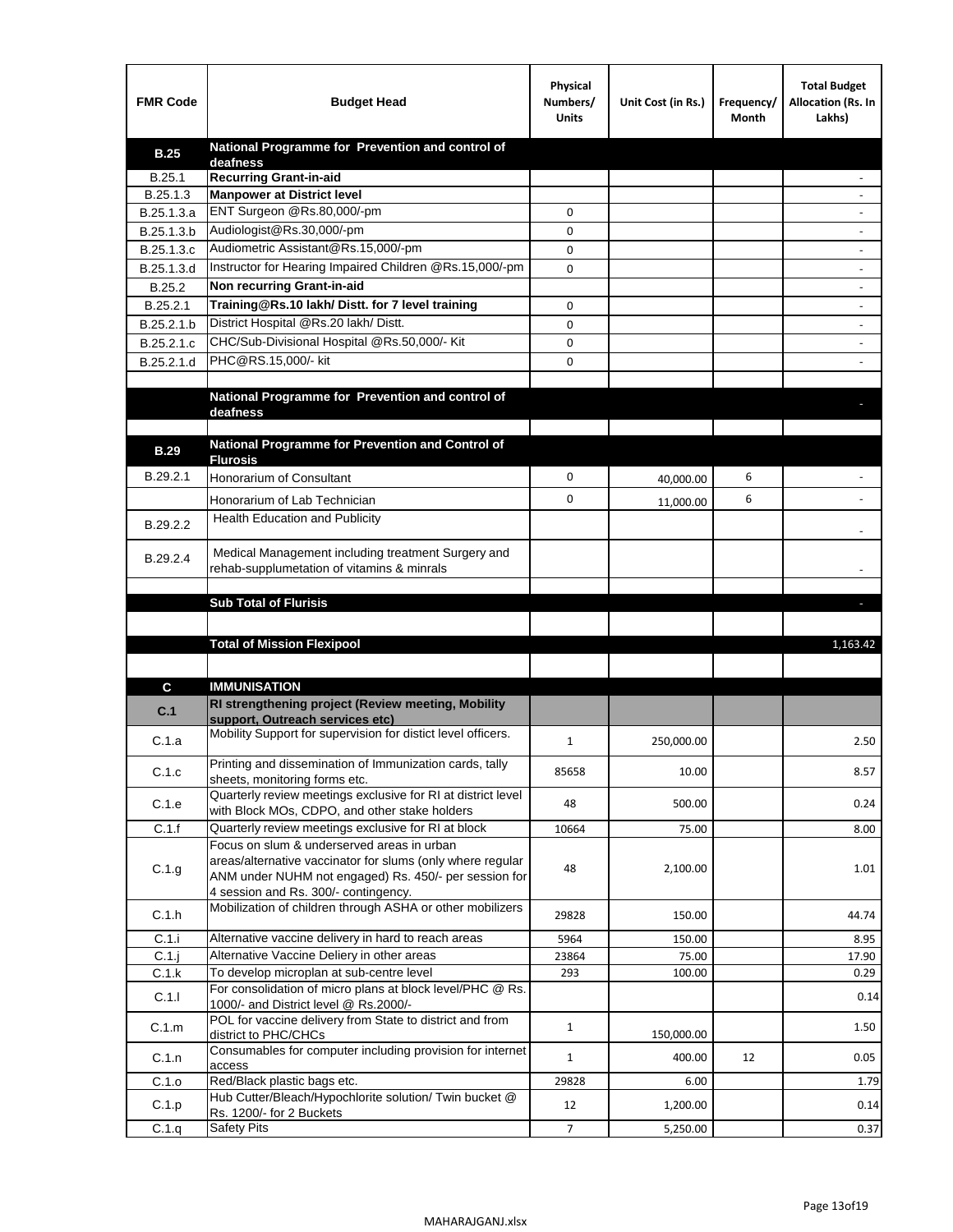| FMR Code | Budget Head | Physical Numbers/ Units | Unit Cost (in Rs.) | Frequency/ Month | Total Budget Allocation (Rs. In Lakhs) |
|---|---|---|---|---|---|
| **B.25** | **National Programme for Prevention and control of deafness** | | | | |
| B.25.1 | **Recurring Grant-in-aid** | | | | - |
| B.25.1.3 | **Manpower at District level** | | | | - |
| B.25.1.3.a | ENT Surgeon @Rs.80,000/-pm | 0 | | | - |
| B.25.1.3.b | Audiologist@Rs.30,000/-pm | 0 | | | - |
| B.25.1.3.c | Audiometric Assistant@Rs.15,000/-pm | 0 | | | - |
| B.25.1.3.d | Instructor for Hearing Impaired Children @Rs.15,000/-pm | 0 | | | - |
| B.25.2 | **Non recurring Grant-in-aid** | | | | - |
| B.25.2.1 | **Training@Rs.10 lakh/ Distt. for 7 level training** | 0 | | | - |
| B.25.2.1.b | District Hospital @Rs.20 lakh/ Distt. | 0 | | | - |
| B.25.2.1.c | CHC/Sub-Divisional Hospital @Rs.50,000/- Kit | 0 | | | - |
| B.25.2.1.d | PHC@RS.15,000/- kit | 0 | | | - |
| | | | | | |
| | **National Programme for Prevention and control of deafness** | | | | - |
| | | | | | |
| **B.29** | **National Programme for Prevention and Control of Flurosis** | | | | |
| B.29.2.1 | Honorarium of Consultant | 0 | 40,000.00 | 6 | - |
| | Honorarium of Lab Technician | 0 | 11,000.00 | 6 | - |
| B.29.2.2 | Health Education and Publicity | | | | - |
| B.29.2.4 | Medical Management including treatment Surgery and rehab-supplumetation of vitamins & minrals | | | | - |
| | | | | | |
| | **Sub Total of Flurisis** | | | | - |
| | | | | | |
| | **Total of Mission Flexipool** | | | | 1,163.42 |
| | | | | | |
| **C** | **IMMUNISATION** | | | | |
| **C.1** | **RI strengthening project (Review meeting, Mobility support, Outreach services etc)** | | | | |
| C.1.a | Mobility Support for supervision for distict level officers. | 1 | 250,000.00 | | 2.50 |
| C.1.c | Printing and dissemination of Immunization cards, tally sheets, monitoring forms etc. | 85658 | 10.00 | | 8.57 |
| C.1.e | Quarterly review meetings exclusive for RI at district level with Block MOs, CDPO, and other stake holders | 48 | 500.00 | | 0.24 |
| C.1.f | Quarterly review meetings exclusive for RI at block | 10664 | 75.00 | | 8.00 |
| C.1.g | Focus on slum & underserved areas in urban areas/alternative vaccinator for slums (only where regular ANM under NUHM not engaged) Rs. 450/- per session for 4 session and Rs. 300/- contingency. | 48 | 2,100.00 | | 1.01 |
| C.1.h | Mobilization of children through ASHA or other mobilizers | 29828 | 150.00 | | 44.74 |
| C.1.i | Alternative vaccine delivery in hard to reach areas | 5964 | 150.00 | | 8.95 |
| C.1.j | Alternative Vaccine Deliery in other areas | 23864 | 75.00 | | 17.90 |
| C.1.k | To develop microplan at sub-centre level | 293 | 100.00 | | 0.29 |
| C.1.l | For consolidation of micro plans at block level/PHC @ Rs. 1000/- and District level @ Rs.2000/- | | | | 0.14 |
| C.1.m | POL for vaccine delivery from State to district and from district to PHC/CHCs | 1 | 150,000.00 | | 1.50 |
| C.1.n | Consumables for computer including provision for internet access | 1 | 400.00 | 12 | 0.05 |
| C.1.o | Red/Black plastic bags etc. | 29828 | 6.00 | | 1.79 |
| C.1.p | Hub Cutter/Bleach/Hypochlorite solution/ Twin bucket @ Rs. 1200/- for 2 Buckets | 12 | 1,200.00 | | 0.14 |
| C.1.q | Safety Pits | 7 | 5,250.00 | | 0.37 |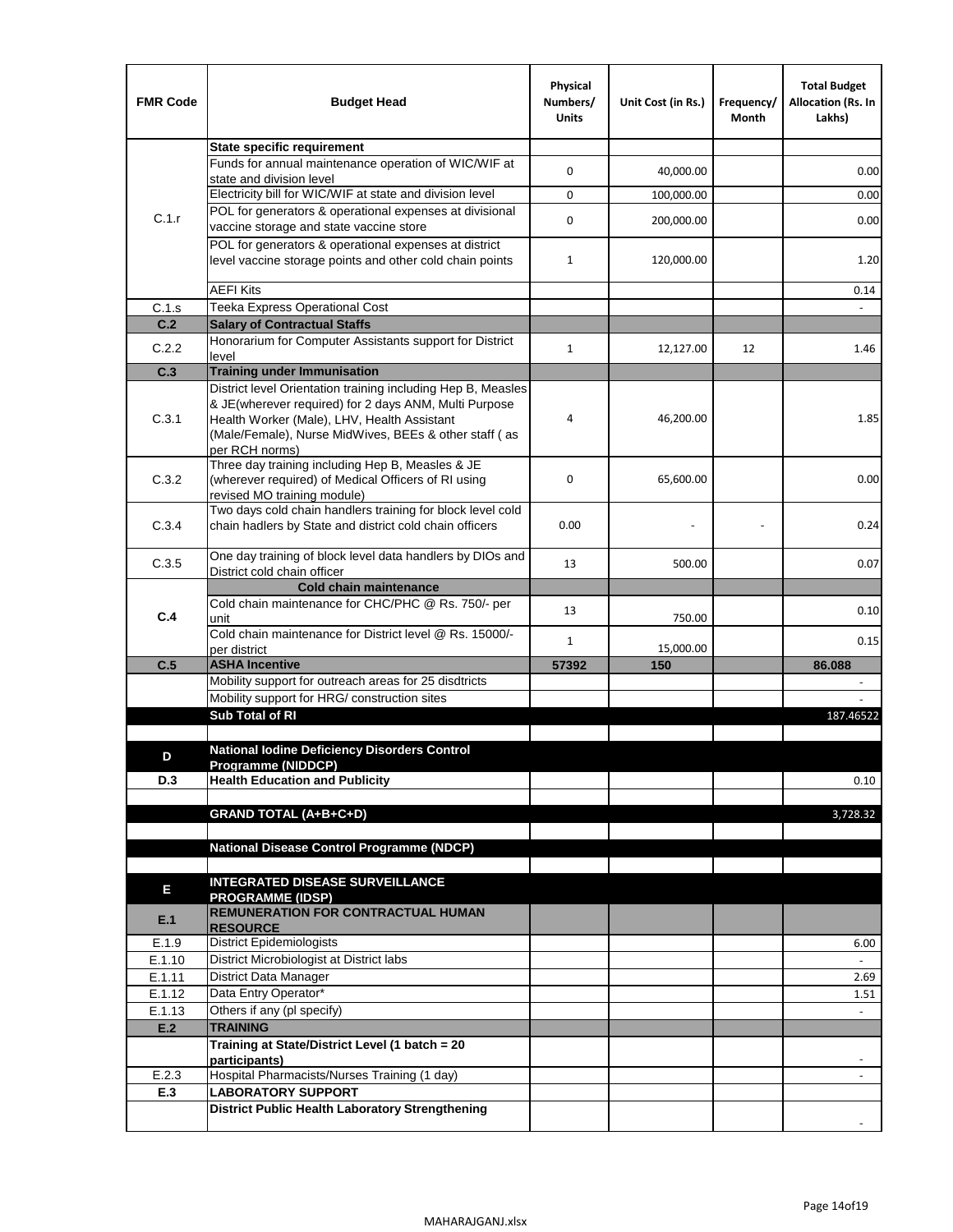| FMR Code | Budget Head | Physical Numbers/ Units | Unit Cost (in Rs.) | Frequency/ Month | Total Budget Allocation (Rs. In Lakhs) |
|---|---|---|---|---|---|
| C.1.r | **State specific requirement** | | | | |
| | Funds for annual maintenance operation of WIC/WIF at state and division level | 0 | 40,000.00 | | 0.00 |
| | Electricity bill for WIC/WIF at state and division level | 0 | 100,000.00 | | 0.00 |
| | POL for generators & operational expenses at divisional vaccine storage and state vaccine store | 0 | 200,000.00 | | 0.00 |
| | POL for generators & operational expenses at district level vaccine storage points and other cold chain points | 1 | 120,000.00 | | 1.20 |
| | AEFI Kits | | | | 0.14 |
| C.1.s | Teeka Express Operational Cost | | | | - |
| **C.2** | **Salary of Contractual Staffs** | | | | |
| C.2.2 | Honorarium for Computer Assistants support for District level | 1 | 12,127.00 | 12 | 1.46 |
| **C.3** | **Training under Immunisation** | | | | |
| C.3.1 | District level Orientation training including Hep B, Measles & JE(wherever required) for 2 days ANM, Multi Purpose Health Worker (Male), LHV, Health Assistant (Male/Female), Nurse MidWives, BEEs & other staff ( as per RCH norms) | 4 | 46,200.00 | | 1.85 |
| C.3.2 | Three day training including Hep B, Measles & JE (wherever required) of Medical Officers of RI using revised MO training module) | 0 | 65,600.00 | | 0.00 |
| C.3.4 | Two days cold chain handlers training for block level cold chain hadlers by State and district cold chain officers | 0.00 | - | - | 0.24 |
| C.3.5 | One day training of block level data handlers by DIOs and District cold chain officer | 13 | 500.00 | | 0.07 |
| **C.4** | **Cold chain maintenance** | | | | |
| | Cold chain maintenance for CHC/PHC @ Rs. 750/- per unit | 13 | 750.00 | | 0.10 |
| | Cold chain maintenance for District level @ Rs. 15000/- per district | 1 | 15,000.00 | | 0.15 |
| **C.5** | **ASHA Incentive** | **57392** | **150** | | **86.088** |
| | Mobility support for outreach areas for 25 disdtricts | | | | - |
| | Mobility support for HRG/ construction sites | | | | - |
| | **Sub Total of RI** | | | | 187.46522 |
| | | | | | |
| **D** | **National Iodine Deficiency Disorders Control Programme (NIDDCP)** | | | | |
| **D.3** | **Health Education and Publicity** | | | | 0.10 |
| | | | | | |
| | **GRAND TOTAL (A+B+C+D)** | | | | 3,728.32 |
| | | | | | |
| | **National Disease Control Programme (NDCP)** | | | | |
| | | | | | |
| **E** | **INTEGRATED DISEASE SURVEILLANCE PROGRAMME (IDSP)** | | | | |
| **E.1** | **REMUNERATION FOR CONTRACTUAL HUMAN RESOURCE** | | | | |
| E.1.9 | District Epidemiologists | | | | 6.00 |
| E.1.10 | District Microbiologist at District labs | | | | - |
| E.1.11 | District Data Manager | | | | 2.69 |
| E.1.12 | Data Entry Operator* | | | | 1.51 |
| E.1.13 | Others if any (pl specify) | | | | - |
| **E.2** | **TRAINING** | | | | |
| | **Training at State/District Level (1 batch = 20 participants)** | | | | - |
| E.2.3 | Hospital Pharmacists/Nurses Training (1 day) | | | | - |
| **E.3** | **LABORATORY SUPPORT** | | | | |
| | **District Public Health Laboratory Strengthening** | | | | - |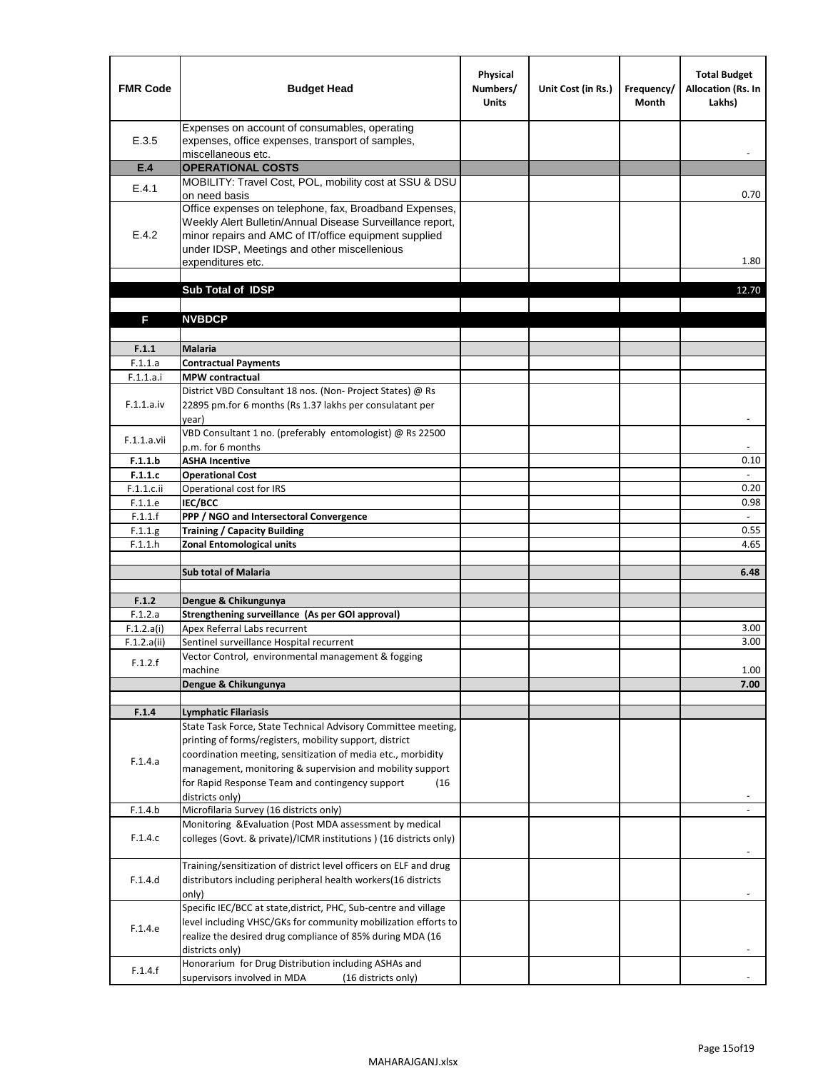| FMR Code | Budget Head | Physical Numbers/ Units | Unit Cost (in Rs.) | Frequency/ Month | Total Budget Allocation (Rs. In Lakhs) |
|---|---|---|---|---|---|
| E.3.5 | Expenses on account of consumables, operating expenses, office expenses, transport of samples, miscellaneous etc. | | | | - |
| **E.4** | **OPERATIONAL COSTS** | | | | |
| E.4.1 | MOBILITY: Travel Cost, POL, mobility cost at SSU & DSU on need basis | | | | 0.70 |
| E.4.2 | Office expenses on telephone, fax, Broadband Expenses, Weekly Alert Bulletin/Annual Disease Surveillance report, minor repairs and AMC of IT/office equipment supplied under IDSP, Meetings and other miscellenious expenditures etc. | | | | 1.80 |
| | | | | | |
| | **Sub Total of IDSP** | | | | 12.70 |
| | | | | | |
| **F** | **NVBDCP** | | | | |
| | | | | | |
| **F.1.1** | **Malaria** | | | | |
| F.1.1.a | **Contractual Payments** | | | | |
| F.1.1.a.i | **MPW contractual** | | | | |
| F.1.1.a.iv | District VBD Consultant 18 nos. (Non- Project States) @ Rs 22895 pm.for 6 months (Rs 1.37 lakhs per consulatant per year) | | | | - |
| F.1.1.a.vii | VBD Consultant 1 no. (preferably entomologist) @ Rs 22500 p.m. for 6 months | | | | - |
| **F.1.1.b** | **ASHA Incentive** | | | | 0.10 |
| **F.1.1.c** | **Operational Cost** | | | | - |
| F.1.1.c.ii | Operational cost for IRS | | | | 0.20 |
| F.1.1.e | **IEC/BCC** | | | | 0.98 |
| F.1.1.f | **PPP / NGO and Intersectoral Convergence** | | | | - |
| F.1.1.g | **Training / Capacity Building** | | | | 0.55 |
| F.1.1.h | **Zonal Entomological units** | | | | 4.65 |
| | | | | | |
| | **Sub total of Malaria** | | | | **6.48** |
| | | | | | |
| **F.1.2** | **Dengue & Chikungunya** | | | | |
| F.1.2.a | **Strengthening surveillance (As per GOI approval)** | | | | |
| F.1.2.a(i) | Apex Referral Labs recurrent | | | | 3.00 |
| F.1.2.a(ii) | Sentinel surveillance Hospital recurrent | | | | 3.00 |
| F.1.2.f | Vector Control, environmental management & fogging machine | | | | 1.00 |
| | **Dengue & Chikungunya** | | | | **7.00** |
| | | | | | |
| **F.1.4** | **Lymphatic Filariasis** | | | | |
| F.1.4.a | State Task Force, State Technical Advisory Committee meeting, printing of forms/registers, mobility support, district coordination meeting, sensitization of media etc., morbidity management, monitoring & supervision and mobility support for Rapid Response Team and contingency support (16 districts only) | | | | - |
| F.1.4.b | Microfilaria Survey (16 districts only) | | | | - |
| F.1.4.c | Monitoring &Evaluation (Post MDA assessment by medical colleges (Govt. & private)/ICMR institutions ) (16 districts only) | | | | - |
| F.1.4.d | Training/sensitization of district level officers on ELF and drug distributors including peripheral health workers(16 districts only) | | | | - |
| F.1.4.e | Specific IEC/BCC at state,district, PHC, Sub-centre and village level including VHSC/GKs for community mobilization efforts to realize the desired drug compliance of 85% during MDA (16 districts only) | | | | - |
| F.1.4.f | Honorarium for Drug Distribution including ASHAs and supervisors involved in MDA (16 districts only) | | | | - |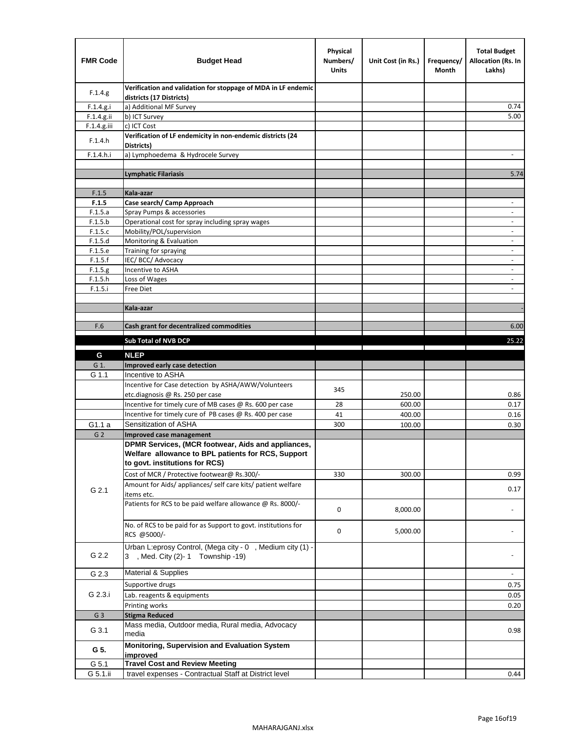| FMR Code | Budget Head | Physical Numbers/ Units | Unit Cost (in Rs.) | Frequency/ Month | Total Budget Allocation (Rs. In Lakhs) |
|---|---|---|---|---|---|
| F.1.4.g | **Verification and validation for stoppage of MDA in LF endemic districts (17 Districts)** | | | | |
| F.1.4.g.i | a) Additional MF Survey | | | | 0.74 |
| F.1.4.g.ii | b) ICT Survey | | | | 5.00 |
| F.1.4.g.iii | c) ICT Cost | | | | |
| F.1.4.h | **Verification of LF endemicity in non-endemic districts (24 Districts)** | | | | |
| F.1.4.h.i | a) Lymphoedema & Hydrocele Survey | | | | - |
| | | | | | |
| | **Lymphatic Filariasis** | | | | 5.74 |
| | | | | | |
| F.1.5 | **Kala-azar** | | | | |
| **F.1.5** | **Case search/ Camp Approach** | | | | - |
| F.1.5.a | Spray Pumps & accessories | | | | - |
| F.1.5.b | Operational cost for spray including spray wages | | | | - |
| F.1.5.c | Mobility/POL/supervision | | | | - |
| F.1.5.d | Monitoring & Evaluation | | | | - |
| F.1.5.e | Training for spraying | | | | - |
| F.1.5.f | IEC/ BCC/ Advocacy | | | | - |
| F.1.5.g | Incentive to ASHA | | | | - |
| F.1.5.h | Loss of Wages | | | | - |
| F.1.5.i | Free Diet | | | | - |
| | | | | | |
| | **Kala-azar** | | | | - |
| | | | | | |
| F.6 | **Cash grant for decentralized commodities** | | | | 6.00 |
| | **Sub Total of NVB DCP** | | | | 25.22 |
| **G** | **NLEP** | | | | |
| G 1. | **Improved early case detection** | | | | |
| G 1.1 | Incentive to ASHA | | | | |
| | Incentive for Case detection by ASHA/AWW/Volunteers etc.diagnosis @ Rs. 250 per case | 345 | 250.00 | | 0.86 |
| | Incentive for timely cure of MB cases @ Rs. 600 per case | 28 | 600.00 | | 0.17 |
| | Incentive for timely cure of PB cases @ Rs. 400 per case | 41 | 400.00 | | 0.16 |
| G1.1 a | Sensitization of ASHA | 300 | 100.00 | | 0.30 |
| G 2 | **Improved case management** | | | | |
| G 2.1 | **DPMR Services, (MCR footwear, Aids and appliances, Welfare allowance to BPL patients for RCS, Support to govt. institutions for RCS)** | | | | |
| | Cost of MCR / Protective footwear@ Rs.300/- | 330 | 300.00 | | 0.99 |
| | Amount for Aids/ appliances/ self care kits/ patient welfare items etc. | | | | 0.17 |
| | Patients for RCS to be paid welfare allowance @ Rs. 8000/- | 0 | 8,000.00 | | - |
| | No. of RCS to be paid for as Support to govt. institutions for RCS @5000/- | 0 | 5,000.00 | | - |
| G 2.2 | Urban L:eprosy Control, (Mega city - 0 , Medium city (1) - 3 , Med. City (2)- 1 Township -19) | | | | - |
| G 2.3 | Material & Supplies | | | | - |
| G 2.3.i | Supportive drugs | | | | 0.75 |
| | Lab. reagents & equipments | | | | 0.05 |
| | Printing works | | | | 0.20 |
| G 3 | **Stigma Reduced** | | | | |
| G 3.1 | Mass media, Outdoor media, Rural media, Advocacy media | | | | 0.98 |
| **G 5.** | **Monitoring, Supervision and Evaluation System improved** | | | | |
| G 5.1 | **Travel Cost and Review Meeting** | | | | |
| G 5.1.ii | travel expenses - Contractual Staff at District level | | | | 0.44 |

MAHARAJGANJ.xlsx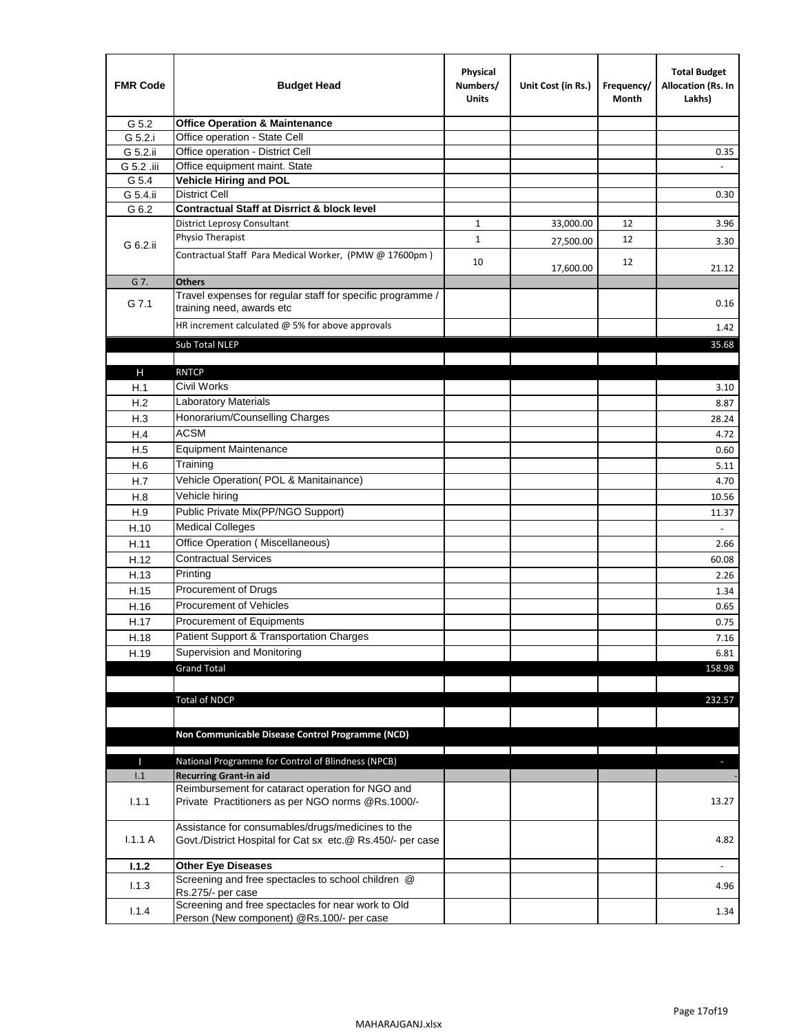| FMR Code | Budget Head | Physical Numbers/ Units | Unit Cost (in Rs.) | Frequency/ Month | Total Budget Allocation (Rs. In Lakhs) |
|---|---|---|---|---|---|
| G 5.2 | **Office Operation & Maintenance** | | | | |
| G 5.2.i | Office operation - State Cell | | | | |
| G 5.2.ii | Office operation - District Cell | | | | 0.35 |
| G 5.2 .iii | Office equipment maint. State | | | | - |
| G 5.4 | **Vehicle Hiring and POL** | | | | |
| G 5.4.ii | District Cell | | | | 0.30 |
| G 6.2 | **Contractual Staff at Disrrict & block level** | | | | |
| G 6.2.ii | District Leprosy Consultant | 1 | 33,000.00 | 12 | 3.96 |
| | Physio Therapist | 1 | 27,500.00 | 12 | 3.30 |
| | Contractual Staff Para Medical Worker, (PMW @ 17600pm ) | 10 | 17,600.00 | 12 | 21.12 |
| G 7. | **Others** | | | | |
| G 7.1 | Travel expenses for regular staff for specific programme / training need, awards etc | | | | 0.16 |
| | HR increment calculated @ 5% for above approvals | | | | 1.42 |
| | Sub Total NLEP | | | | 35.68 |
| | | | | | |
| H | RNTCP | | | | |
| H.1 | Civil Works | | | | 3.10 |
| H.2 | Laboratory Materials | | | | 8.87 |
| H.3 | Honorarium/Counselling Charges | | | | 28.24 |
| H.4 | ACSM | | | | 4.72 |
| H.5 | Equipment Maintenance | | | | 0.60 |
| H.6 | Training | | | | 5.11 |
| H.7 | Vehicle Operation( POL & Manitainance) | | | | 4.70 |
| H.8 | Vehicle hiring | | | | 10.56 |
| H.9 | Public Private Mix(PP/NGO Support) | | | | 11.37 |
| H.10 | Medical Colleges | | | | - |
| H.11 | Office Operation ( Miscellaneous) | | | | 2.66 |
| H.12 | Contractual Services | | | | 60.08 |
| H.13 | Printing | | | | 2.26 |
| H.15 | Procurement of Drugs | | | | 1.34 |
| H.16 | Procurement of Vehicles | | | | 0.65 |
| H.17 | Procurement of Equipments | | | | 0.75 |
| H.18 | Patient Support & Transportation Charges | | | | 7.16 |
| H.19 | Supervision and Monitoring | | | | 6.81 |
| | Grand Total | | | | 158.98 |
| | | | | | |
| | Total of NDCP | | | | 232.57 |
| | | | | | |
| | **Non Communicable Disease Control Programme (NCD)** | | | | |
| | | | | | |
| I | National Programme for Control of Blindness (NPCB) | | | | - |
| I.1 | **Recurring Grant-in aid** | | | | - |
| I.1.1 | Reimbursement for cataract operation for NGO and Private Practitioners as per NGO norms @Rs.1000/- | | | | 13.27 |
| I.1.1 A | Assistance for consumables/drugs/medicines to the Govt./District Hospital for Cat sx etc.@ Rs.450/- per case | | | | 4.82 |
| **I.1.2** | **Other Eye Diseases** | | | | - |
| I.1.3 | Screening and free spectacles to school children @ Rs.275/- per case | | | | 4.96 |
| I.1.4 | Screening and free spectacles for near work to Old Person (New component) @Rs.100/- per case | | | | 1.34 |

MAHARAJGANJ.xlsx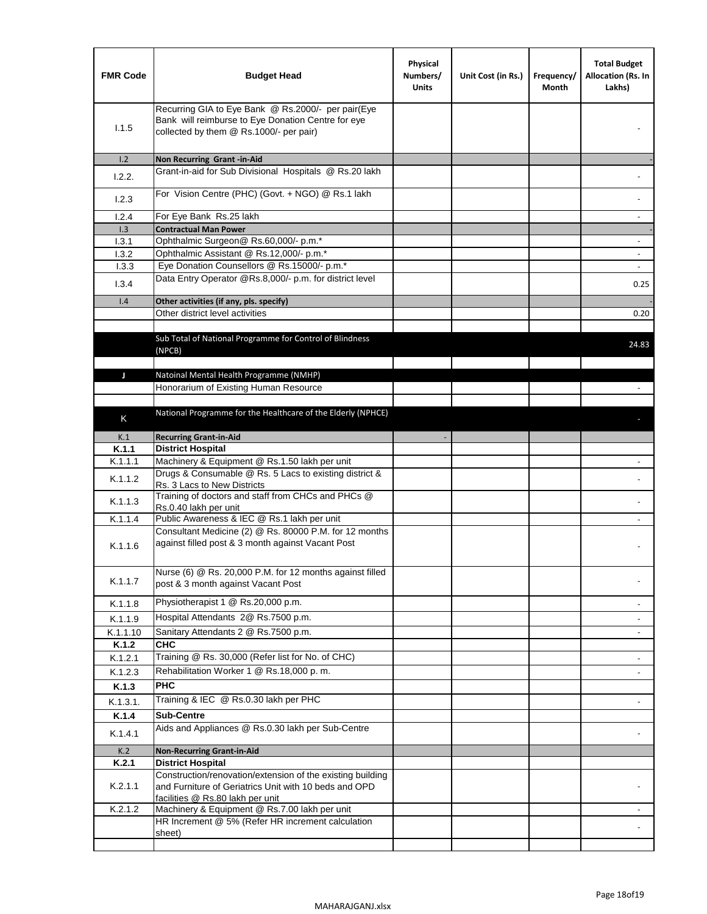| FMR Code | Budget Head | Physical Numbers/ Units | Unit Cost (in Rs.) | Frequency/ Month | Total Budget Allocation (Rs. In Lakhs) |
|---|---|---|---|---|---|
| I.1.5 | Recurring GIA to Eye Bank @ Rs.2000/- per pair(Eye Bank will reimburse to Eye Donation Centre for eye collected by them @ Rs.1000/- per pair) | | | | - |
| I.2 | **Non Recurring Grant -in-Aid** | | | | - |
| I.2.2. | Grant-in-aid for Sub Divisional Hospitals @ Rs.20 lakh | | | | - |
| I.2.3 | For Vision Centre (PHC) (Govt. + NGO) @ Rs.1 lakh | | | | - |
| I.2.4 | For Eye Bank Rs.25 lakh | | | | - |
| I.3 | **Contractual Man Power** | | | | - |
| I.3.1 | Ophthalmic Surgeon@ Rs.60,000/- p.m.* | | | | - |
| I.3.2 | Ophthalmic Assistant @ Rs.12,000/- p.m.* | | | | - |
| I.3.3 | Eye Donation Counsellors @ Rs.15000/- p.m.* | | | | - |
| I.3.4 | Data Entry Operator @Rs.8,000/- p.m. for district level | | | | 0.25 |
| I.4 | **Other activities (if any, pls. specify)** | | | | - |
| | Other district level activities | | | | 0.20 |
| | | | | | |
| | Sub Total of National Programme for Control of Blindness (NPCB) | | | | 24.83 |
| | | | | | |
| J | Natoinal Mental Health Programme (NMHP) | | | | |
| | Honorarium of Existing Human Resource | | | | - |
| | | | | | |
| K | National Programme for the Healthcare of the Elderly (NPHCE) | | | | - |
| K.1 | **Recurring Grant-in-Aid** | - | | | |
| **K.1.1** | **District Hospital** | | | | |
| K.1.1.1 | Machinery & Equipment @ Rs.1.50 lakh per unit | | | | - |
| K.1.1.2 | Drugs & Consumable @ Rs. 5 Lacs to existing district & Rs. 3 Lacs to New Districts | | | | - |
| K.1.1.3 | Training of doctors and staff from CHCs and PHCs @ Rs.0.40 lakh per unit | | | | - |
| K.1.1.4 | Public Awareness & IEC @ Rs.1 lakh per unit | | | | - |
| K.1.1.6 | Consultant Medicine (2) @ Rs. 80000 P.M. for 12 months against filled post & 3 month against Vacant Post | | | | - |
| K.1.1.7 | Nurse (6) @ Rs. 20,000 P.M. for 12 months against filled post & 3 month against Vacant Post | | | | - |
| K.1.1.8 | Physiotherapist 1 @ Rs.20,000 p.m. | | | | - |
| K.1.1.9 | Hospital Attendants 2@ Rs.7500 p.m. | | | | - |
| K.1.1.10 | Sanitary Attendants 2 @ Rs.7500 p.m. | | | | - |
| **K.1.2** | **CHC** | | | | |
| K.1.2.1 | Training @ Rs. 30,000 (Refer list for No. of CHC) | | | | - |
| K.1.2.3 | Rehabilitation Worker 1 @ Rs.18,000 p. m. | | | | - |
| **K.1.3** | **PHC** | | | | |
| K.1.3.1. | Training & IEC @ Rs.0.30 lakh per PHC | | | | - |
| **K.1.4** | **Sub-Centre** | | | | |
| K.1.4.1 | Aids and Appliances @ Rs.0.30 lakh per Sub-Centre | | | | - |
| K.2 | **Non-Recurring Grant-in-Aid** | | | | |
| **K.2.1** | **District Hospital** | | | | |
| K.2.1.1 | Construction/renovation/extension of the existing building and Furniture of Geriatrics Unit with 10 beds and OPD facilities @ Rs.80 lakh per unit | | | | - |
| K.2.1.2 | Machinery & Equipment @ Rs.7.00 lakh per unit | | | | - |
| | HR Increment @ 5% (Refer HR increment calculation sheet) | | | | - |
| | | | | | |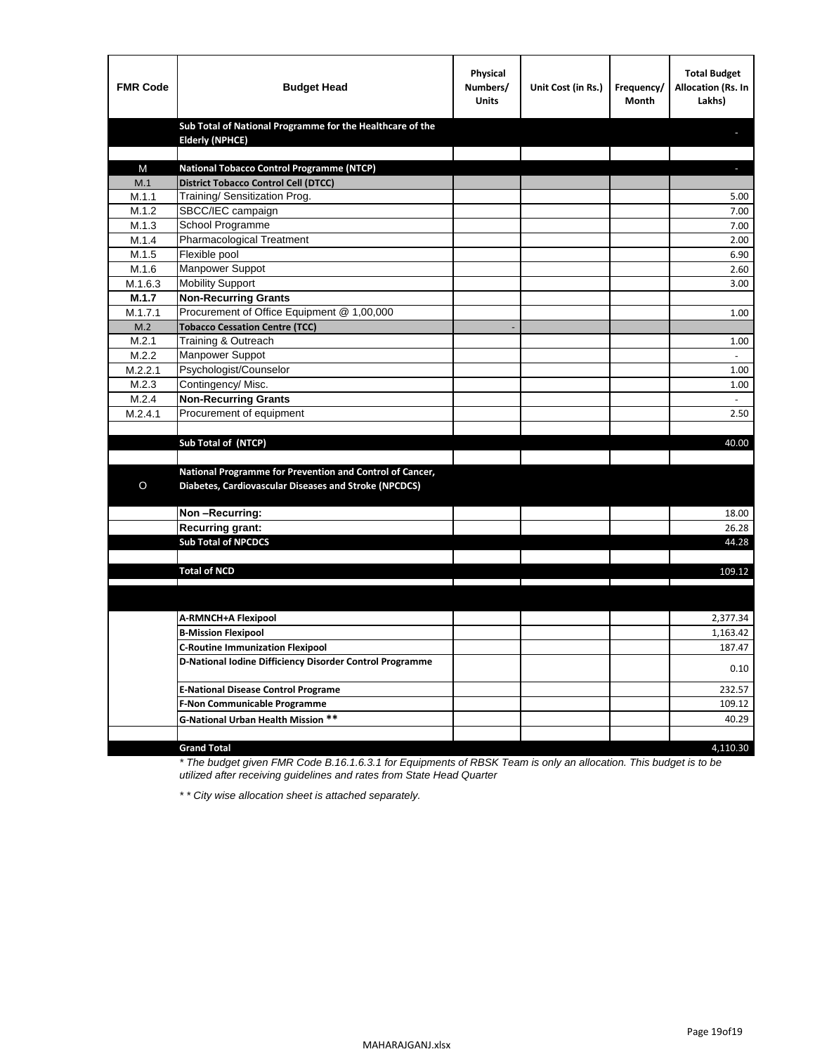| FMR Code | Budget Head | Physical Numbers/ Units | Unit Cost (in Rs.) | Frequency/ Month | Total Budget Allocation (Rs. In Lakhs) |
|---|---|---|---|---|---|
| | **Sub Total of National Programme for the Healthcare of the Elderly (NPHCE)** | | | | - |
| | | | | | |
| M | **National Tobacco Control Programme (NTCP)** | | | | - |
| M.1 | **District Tobacco Control Cell (DTCC)** | | | | |
| M.1.1 | Training/ Sensitization Prog. | | | | 5.00 |
| M.1.2 | SBCC/IEC campaign | | | | 7.00 |
| M.1.3 | School Programme | | | | 7.00 |
| M.1.4 | Pharmacological Treatment | | | | 2.00 |
| M.1.5 | Flexible pool | | | | 6.90 |
| M.1.6 | Manpower Suppot | | | | 2.60 |
| M.1.6.3 | Mobility Support | | | | 3.00 |
| **M.1.7** | **Non-Recurring Grants** | | | | |
| M.1.7.1 | Procurement of Office Equipment @ 1,00,000 | | | | 1.00 |
| M.2 | **Tobacco Cessation Centre (TCC)** | - | | | |
| M.2.1 | Training & Outreach | | | | 1.00 |
| M.2.2 | Manpower Suppot | | | | - |
| M.2.2.1 | Psychologist/Counselor | | | | 1.00 |
| M.2.3 | Contingency/ Misc. | | | | 1.00 |
| M.2.4 | **Non-Recurring Grants** | | | | - |
| M.2.4.1 | Procurement of equipment | | | | 2.50 |
| | | | | | |
| | **Sub Total of (NTCP)** | | | | 40.00 |
| | | | | | |
| O | **National Programme for Prevention and Control of Cancer, Diabetes, Cardiovascular Diseases and Stroke (NPCDCS)** | | | | |
| | **Non –Recurring:** | | | | 18.00 |
| | **Recurring grant:** | | | | 26.28 |
| | **Sub Total of NPCDCS** | | | | 44.28 |
| | | | | | |
| | **Total of NCD** | | | | 109.12 |
| | | | | | |
| | **A-RMNCH+A Flexipool** | | | | 2,377.34 |
| | **B-Mission Flexipool** | | | | 1,163.42 |
| | **C-Routine Immunization Flexipool** | | | | 187.47 |
| | **D-National Iodine Difficiency Disorder Control Programme** | | | | 0.10 |
| | **E-National Disease Control Programe** | | | | 232.57 |
| | **F-Non Communicable Programme** | | | | 109.12 |
| | **G-National Urban Health Mission \*\*** | | | | 40.29 |
| | | | | | |
| | **Grand Total** | | | | 4,110.30 |

*\* The budget given FMR Code B.16.1.6.3.1 for Equipments of RBSK Team is only an allocation. This budget is to be utilized after receiving guidelines and rates from State Head Quarter*

*\* \* City wise allocation sheet is attached separately.*

MAHARAJGANJ.xlsx